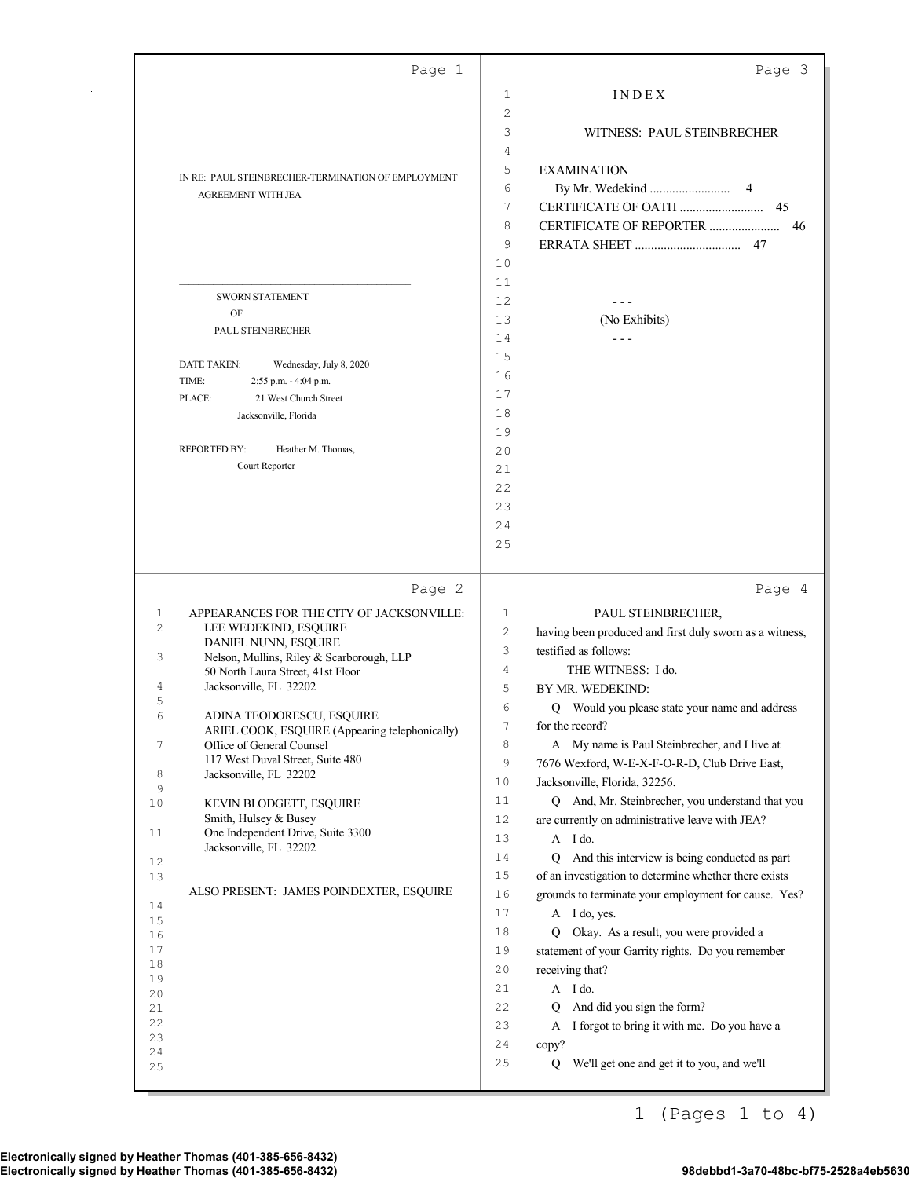IN RE: PAUL STEINBRECHER-TERMINATION OF EMPLOYMENT AGREEMENT WITH JEA

---

SWORN STATEMENT
OF
PAUL STEINBRECHER

DATE TAKEN: Wednesday, July 8, 2020
TIME: 2:55 p.m. - 4:04 p.m.
PLACE: 21 West Church Street
Jacksonville, Florida

REPORTED BY: Heather M. Thomas,
Court Reporter

---

APPEARANCES FOR THE CITY OF JACKSONVILLE:

LEE WEDEKIND, ESQUIRE
DANIEL NUNN, ESQUIRE
Nelson, Mullins, Riley & Scarborough, LLP
50 North Laura Street, 41st Floor
Jacksonville, FL 32202

ADINA TEODORESCU, ESQUIRE
ARIEL COOK, ESQUIRE (Appearing telephonically)
Office of General Counsel
117 West Duval Street, Suite 480
Jacksonville, FL 32202

KEVIN BLODGETT, ESQUIRE
Smith, Hulsey & Busey
One Independent Drive, Suite 3300
Jacksonville, FL 32202

ALSO PRESENT: JAMES POINDEXTER, ESQUIRE

---

I N D E X

WITNESS: PAUL STEINBRECHER

EXAMINATION
By Mr. Wedekind ......................... 4
CERTIFICATE OF OATH ......................... 45
CERTIFICATE OF REPORTER ...................... 46
ERRATA SHEET ................................. 47

- - -
(No Exhibits)
- - -

---

PAUL STEINBRECHER,
having been produced and first duly sworn as a witness, testified as follows:

THE WITNESS: I do.

BY MR. WEDEKIND:

Q Would you please state your name and address for the record?

A My name is Paul Steinbrecher, and I live at 7676 Wexford, W-E-X-F-O-R-D, Club Drive East, Jacksonville, Florida, 32256.

Q And, Mr. Steinbrecher, you understand that you are currently on administrative leave with JEA?

A I do.

Q And this interview is being conducted as part of an investigation to determine whether there exists grounds to terminate your employment for cause. Yes?

A I do, yes.

Q Okay. As a result, you were provided a statement of your Garrity rights. Do you remember receiving that?

A I do.

Q And did you sign the form?

A I forgot to bring it with me. Do you have a copy?

Q We'll get one and get it to you, and we'll

Electronically signed by Heather Thomas (401-385-656-8432)
Electronically signed by Heather Thomas (401-385-656-8432) 98debbd1-3a70-48bc-bf75-2528a4eb5630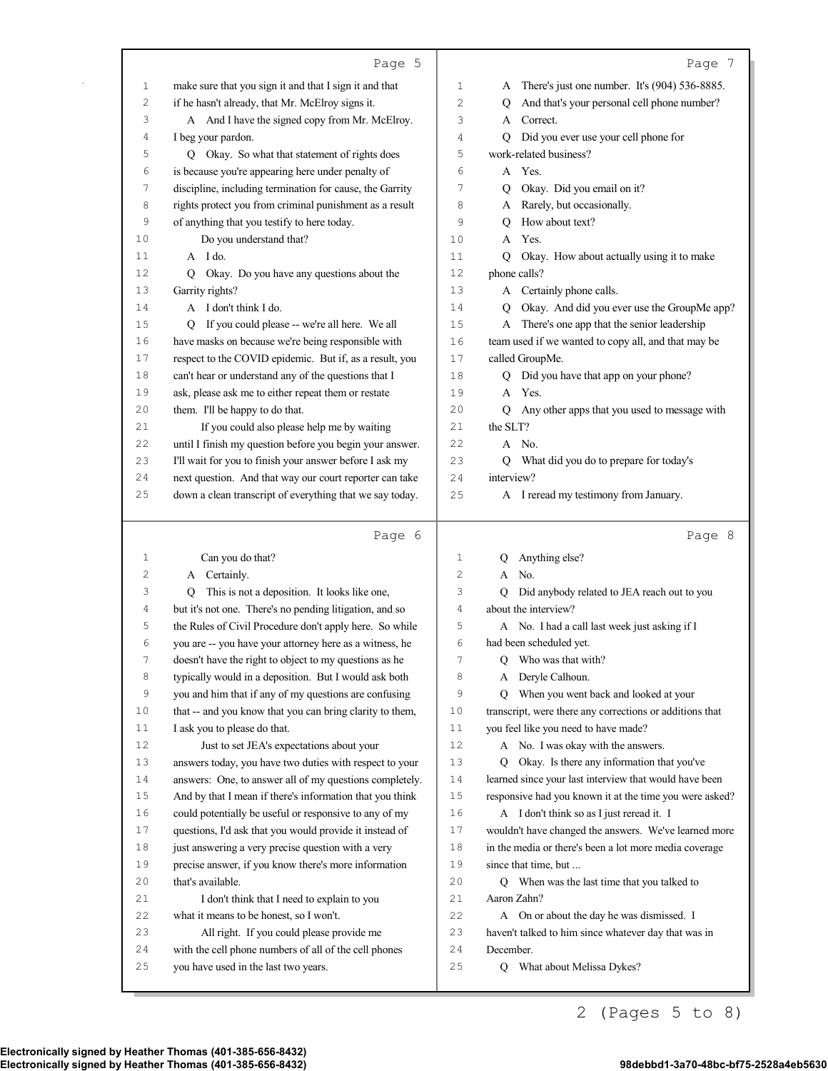**Page 5**

1 make sure that you sign it and that I sign it and that
2 if he hasn't already, that Mr. McElroy signs it.
3 A And I have the signed copy from Mr. McElroy.
4 I beg your pardon.
5 Q Okay. So what that statement of rights does
6 is because you're appearing here under penalty of
7 discipline, including termination for cause, the Garrity
8 rights protect you from criminal punishment as a result
9 of anything that you testify to here today.
10 Do you understand that?
11 A I do.
12 Q Okay. Do you have any questions about the
13 Garrity rights?
14 A I don't think I do.
15 Q If you could please -- we're all here. We all
16 have masks on because we're being responsible with
17 respect to the COVID epidemic. But if, as a result, you
18 can't hear or understand any of the questions that I
19 ask, please ask me to either repeat them or restate
20 them. I'll be happy to do that.
21 If you could also please help me by waiting
22 until I finish my question before you begin your answer.
23 I'll wait for you to finish your answer before I ask my
24 next question. And that way our court reporter can take
25 down a clean transcript of everything that we say today.

**Page 6**

1 Can you do that?
2 A Certainly.
3 Q This is not a deposition. It looks like one,
4 but it's not one. There's no pending litigation, and so
5 the Rules of Civil Procedure don't apply here. So while
6 you are -- you have your attorney here as a witness, he
7 doesn't have the right to object to my questions as he
8 typically would in a deposition. But I would ask both
9 you and him that if any of my questions are confusing
10 that -- and you know that you can bring clarity to them,
11 I ask you to please do that.
12 Just to set JEA's expectations about your
13 answers today, you have two duties with respect to your
14 answers: One, to answer all of my questions completely.
15 And by that I mean if there's information that you think
16 could potentially be useful or responsive to any of my
17 questions, I'd ask that you would provide it instead of
18 just answering a very precise question with a very
19 precise answer, if you know there's more information
20 that's available.
21 I don't think that I need to explain to you
22 what it means to be honest, so I won't.
23 All right. If you could please provide me
24 with the cell phone numbers of all of the cell phones
25 you have used in the last two years.

**Page 7**

1 A There's just one number. It's (904) 536-8885.
2 Q And that's your personal cell phone number?
3 A Correct.
4 Q Did you ever use your cell phone for
5 work-related business?
6 A Yes.
7 Q Okay. Did you email on it?
8 A Rarely, but occasionally.
9 Q How about text?
10 A Yes.
11 Q Okay. How about actually using it to make
12 phone calls?
13 A Certainly phone calls.
14 Q Okay. And did you ever use the GroupMe app?
15 A There's one app that the senior leadership
16 team used if we wanted to copy all, and that may be
17 called GroupMe.
18 Q Did you have that app on your phone?
19 A Yes.
20 Q Any other apps that you used to message with
21 the SLT?
22 A No.
23 Q What did you do to prepare for today's
24 interview?
25 A I reread my testimony from January.

**Page 8**

1 Q Anything else?
2 A No.
3 Q Did anybody related to JEA reach out to you
4 about the interview?
5 A No. I had a call last week just asking if I
6 had been scheduled yet.
7 Q Who was that with?
8 A Deryle Calhoun.
9 Q When you went back and looked at your
10 transcript, were there any corrections or additions that
11 you feel like you need to have made?
12 A No. I was okay with the answers.
13 Q Okay. Is there any information that you've
14 learned since your last interview that would have been
15 responsive had you known it at the time you were asked?
16 A I don't think so as I just reread it. I
17 wouldn't have changed the answers. We've learned more
18 in the media or there's been a lot more media coverage
19 since that time, but ...
20 Q When was the last time that you talked to
21 Aaron Zahn?
22 A On or about the day he was dismissed. I
23 haven't talked to him since whatever day that was in
24 December.
25 Q What about Melissa Dykes?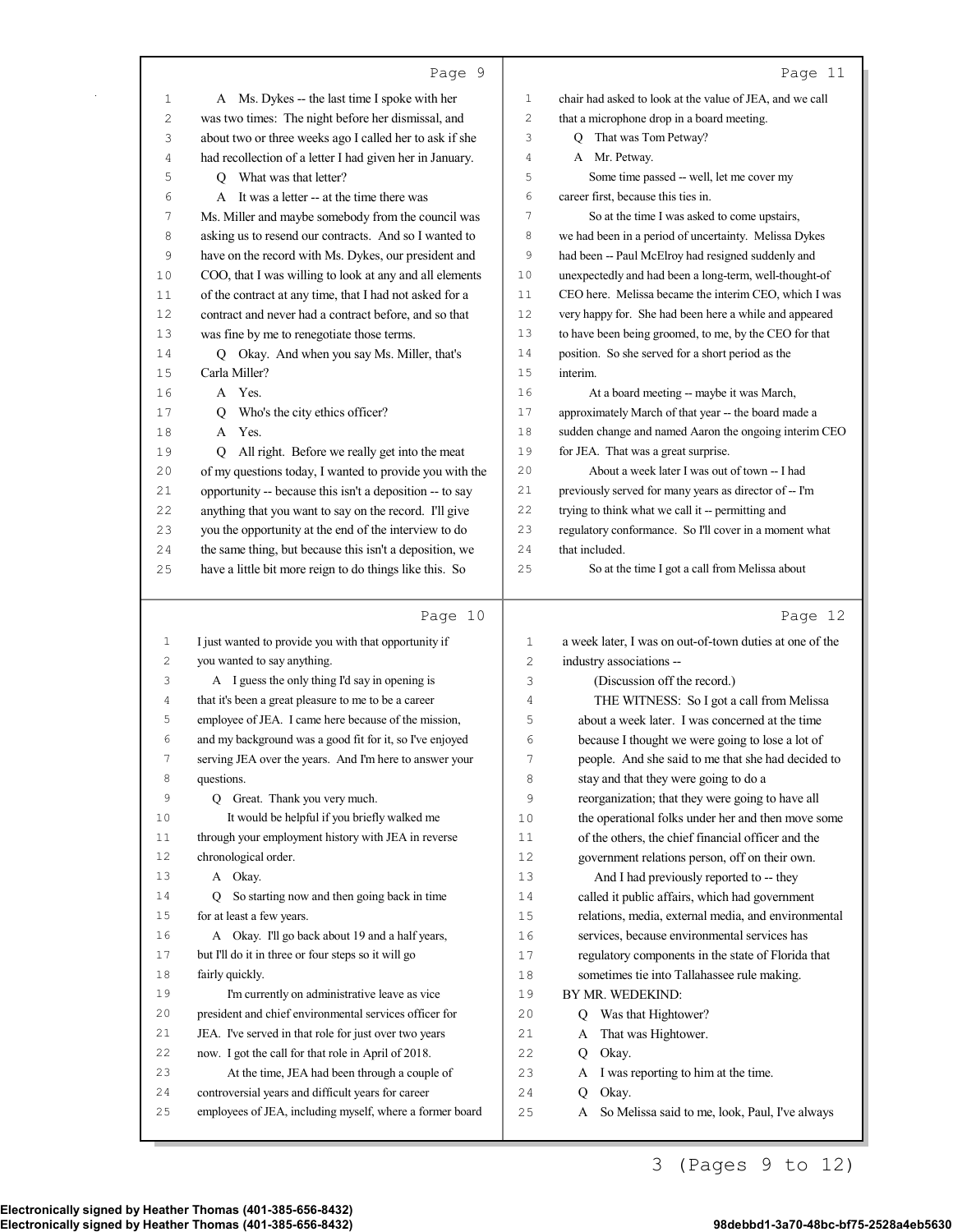## Page 9

A Ms. Dykes -- the last time I spoke with her was two times: The night before her dismissal, and about two or three weeks ago I called her to ask if she had recollection of a letter I had given her in January.

Q What was that letter?

A It was a letter -- at the time there was Ms. Miller and maybe somebody from the council was asking us to resend our contracts. And so I wanted to have on the record with Ms. Dykes, our president and COO, that I was willing to look at any and all elements of the contract at any time, that I had not asked for a contract and never had a contract before, and so that was fine by me to renegotiate those terms.

Q Okay. And when you say Ms. Miller, that's Carla Miller?

A Yes.

Q Who's the city ethics officer?

A Yes.

Q All right. Before we really get into the meat of my questions today, I wanted to provide you with the opportunity -- because this isn't a deposition -- to say anything that you want to say on the record. I'll give you the opportunity at the end of the interview to do the same thing, but because this isn't a deposition, we have a little bit more reign to do things like this. So

## Page 10

I just wanted to provide you with that opportunity if you wanted to say anything.

A I guess the only thing I'd say in opening is that it's been a great pleasure to me to be a career employee of JEA. I came here because of the mission, and my background was a good fit for it, so I've enjoyed serving JEA over the years. And I'm here to answer your questions.

Q Great. Thank you very much.

It would be helpful if you briefly walked me through your employment history with JEA in reverse chronological order.

A Okay.

Q So starting now and then going back in time for at least a few years.

A Okay. I'll go back about 19 and a half years, but I'll do it in three or four steps so it will go fairly quickly.

I'm currently on administrative leave as vice president and chief environmental services officer for JEA. I've served in that role for just over two years now. I got the call for that role in April of 2018.

At the time, JEA had been through a couple of controversial years and difficult years for career employees of JEA, including myself, where a former board

## Page 11

chair had asked to look at the value of JEA, and we call that a microphone drop in a board meeting.

Q That was Tom Petway?

A Mr. Petway.

Some time passed -- well, let me cover my career first, because this ties in.

So at the time I was asked to come upstairs, we had been in a period of uncertainty. Melissa Dykes had been -- Paul McElroy had resigned suddenly and unexpectedly and had been a long-term, well-thought-of CEO here. Melissa became the interim CEO, which I was very happy for. She had been here a while and appeared to have been being groomed, to me, by the CEO for that position. So she served for a short period as the interim.

At a board meeting -- maybe it was March, approximately March of that year -- the board made a sudden change and named Aaron the ongoing interim CEO for JEA. That was a great surprise.

About a week later I was out of town -- I had previously served for many years as director of -- I'm trying to think what we call it -- permitting and regulatory conformance. So I'll cover in a moment what that included.

So at the time I got a call from Melissa about

## Page 12

a week later, I was on out-of-town duties at one of the industry associations --

(Discussion off the record.)

THE WITNESS: So I got a call from Melissa about a week later. I was concerned at the time because I thought we were going to lose a lot of people. And she said to me that she had decided to stay and that they were going to do a reorganization; that they were going to have all the operational folks under her and then move some of the others, the chief financial officer and the government relations person, off on their own.

And I had previously reported to -- they called it public affairs, which had government relations, media, external media, and environmental services, because environmental services has regulatory components in the state of Florida that sometimes tie into Tallahassee rule making.

BY MR. WEDEKIND:

Q Was that Hightower?

A That was Hightower.

Q Okay.

A I was reporting to him at the time.

Q Okay.

A So Melissa said to me, look, Paul, I've always

3 (Pages 9 to 12)

Electronically signed by Heather Thomas (401-385-656-8432)
Electronically signed by Heather Thomas (401-385-656-8432) 98debbd1-3a70-48bc-bf75-2528a4eb5630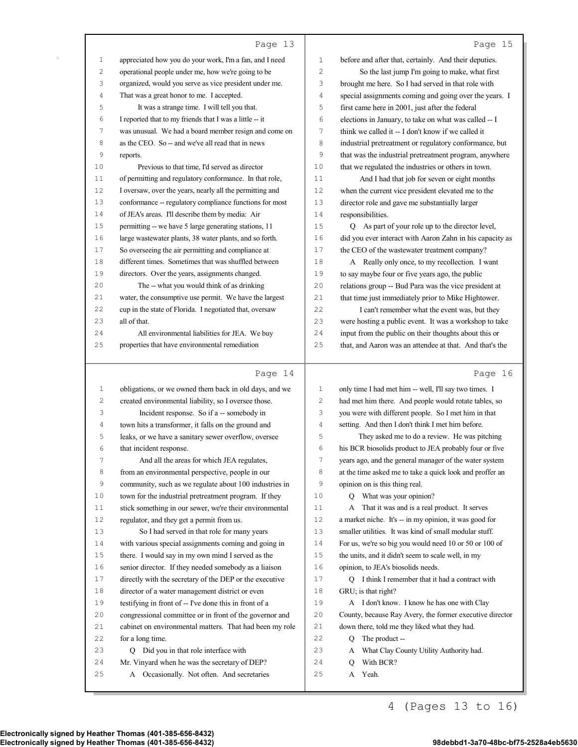Page 13

appreciated how you do your work, I'm a fan, and I need operational people under me, how we're going to be organized, would you serve as vice president under me. That was a great honor to me. I accepted.

It was a strange time. I will tell you that. I reported that to my friends that I was a little -- it was unusual. We had a board member resign and come on as the CEO. So -- and we've all read that in news reports.

Previous to that time, I'd served as director of permitting and regulatory conformance. In that role, I oversaw, over the years, nearly all the permitting and conformance -- regulatory compliance functions for most of JEA's areas. I'll describe them by media: Air permitting -- we have 5 large generating stations, 11 large wastewater plants, 38 water plants, and so forth. So overseeing the air permitting and compliance at different times. Sometimes that was shuffled between directors. Over the years, assignments changed.

The -- what you would think of as drinking water, the consumptive use permit. We have the largest cup in the state of Florida. I negotiated that, oversaw all of that.

All environmental liabilities for JEA. We buy properties that have environmental remediation

Page 14

obligations, or we owned them back in old days, and we created environmental liability, so I oversee those.

Incident response. So if a -- somebody in town hits a transformer, it falls on the ground and leaks, or we have a sanitary sewer overflow, oversee that incident response.

And all the areas for which JEA regulates, from an environmental perspective, people in our community, such as we regulate about 100 industries in town for the industrial pretreatment program. If they stick something in our sewer, we're their environmental regulator, and they get a permit from us.

So I had served in that role for many years with various special assignments coming and going in there. I would say in my own mind I served as the senior director. If they needed somebody as a liaison directly with the secretary of the DEP or the executive director of a water management district or even testifying in front of -- I've done this in front of a congressional committee or in front of the governor and cabinet on environmental matters. That had been my role for a long time.

Q Did you in that role interface with Mr. Vinyard when he was the secretary of DEP?

A Occasionally. Not often. And secretaries

Page 15

before and after that, certainly. And their deputies.

So the last jump I'm going to make, what first brought me here. So I had served in that role with special assignments coming and going over the years. I first came here in 2001, just after the federal elections in January, to take on what was called -- I think we called it -- I don't know if we called it industrial pretreatment or regulatory conformance, but that was the industrial pretreatment program, anywhere that we regulated the industries or others in town.

And I had that job for seven or eight months when the current vice president elevated me to the director role and gave me substantially larger responsibilities.

Q As part of your role up to the director level, did you ever interact with Aaron Zahn in his capacity as the CEO of the wastewater treatment company?

A Really only once, to my recollection. I want to say maybe four or five years ago, the public relations group -- Bud Para was the vice president at that time just immediately prior to Mike Hightower.

I can't remember what the event was, but they were hosting a public event. It was a workshop to take input from the public on their thoughts about this or that, and Aaron was an attendee at that. And that's the

Page 16

only time I had met him -- well, I'll say two times. I had met him there. And people would rotate tables, so you were with different people. So I met him in that setting. And then I don't think I met him before.

They asked me to do a review. He was pitching his BCR biosolids product to JEA probably four or five years ago, and the general manager of the water system at the time asked me to take a quick look and proffer an opinion on is this thing real.

Q What was your opinion?

A That it was and is a real product. It serves a market niche. It's -- in my opinion, it was good for smaller utilities. It was kind of small modular stuff. For us, we're so big you would need 10 or 50 or 100 of the units, and it didn't seem to scale well, in my opinion, to JEA's biosolids needs.

Q I think I remember that it had a contract with GRU; is that right?

A I don't know. I know he has one with Clay County, because Ray Avery, the former executive director down there, told me they liked what they had.

Q The product --

A What Clay County Utility Authority had.

Q With BCR?

A Yeah.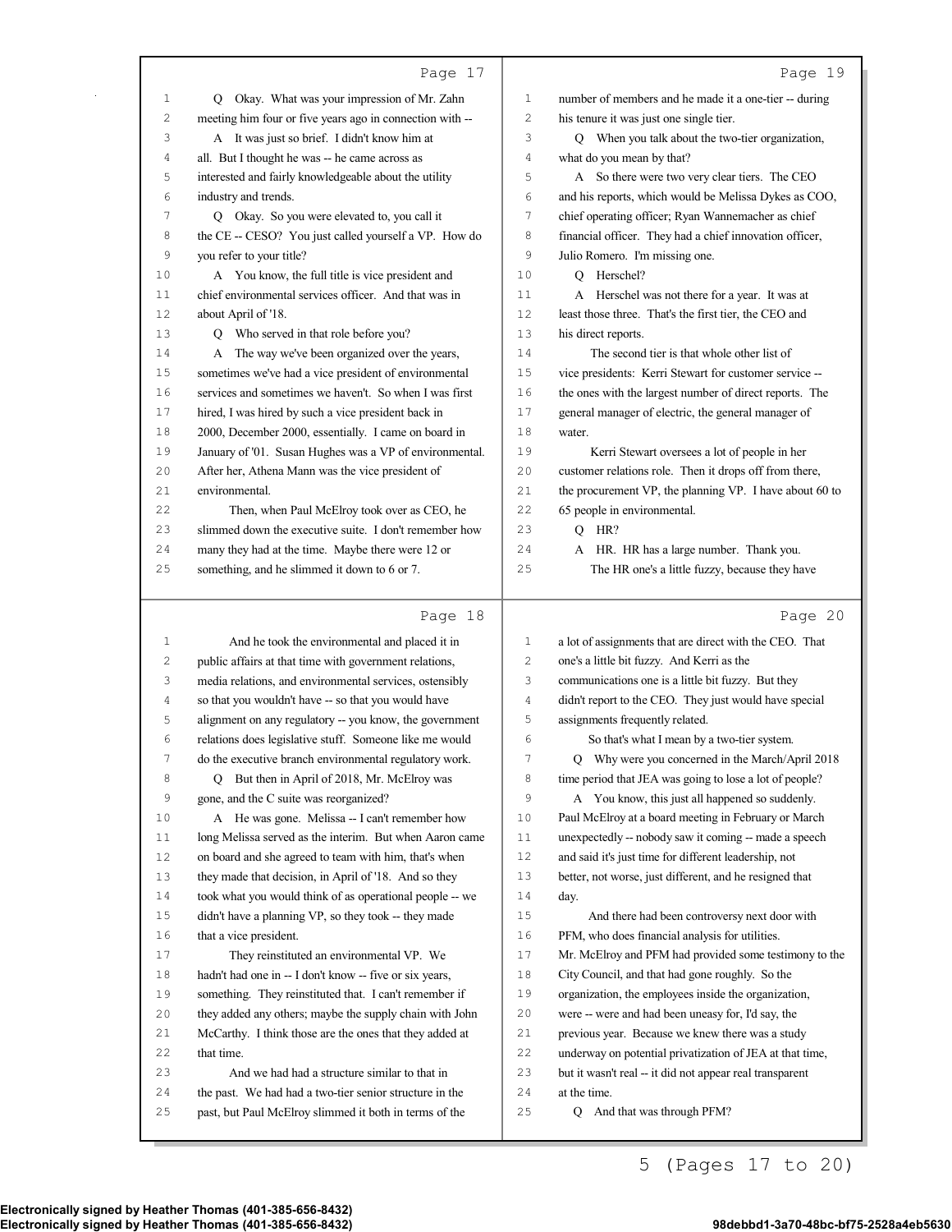Page 17

Q Okay. What was your impression of Mr. Zahn meeting him four or five years ago in connection with --

A It was just so brief. I didn't know him at all. But I thought he was -- he came across as interested and fairly knowledgeable about the utility industry and trends.

Q Okay. So you were elevated to, you call it the CE -- CESO? You just called yourself a VP. How do you refer to your title?

A You know, the full title is vice president and chief environmental services officer. And that was in about April of '18.

Q Who served in that role before you?

A The way we've been organized over the years, sometimes we've had a vice president of environmental services and sometimes we haven't. So when I was first hired, I was hired by such a vice president back in 2000, December 2000, essentially. I came on board in January of '01. Susan Hughes was a VP of environmental. After her, Athena Mann was the vice president of environmental.

Then, when Paul McElroy took over as CEO, he slimmed down the executive suite. I don't remember how many they had at the time. Maybe there were 12 or something, and he slimmed it down to 6 or 7.

Page 18

And he took the environmental and placed it in public affairs at that time with government relations, media relations, and environmental services, ostensibly so that you wouldn't have -- so that you would have alignment on any regulatory -- you know, the government relations does legislative stuff. Someone like me would do the executive branch environmental regulatory work.

Q But then in April of 2018, Mr. McElroy was gone, and the C suite was reorganized?

A He was gone. Melissa -- I can't remember how long Melissa served as the interim. But when Aaron came on board and she agreed to team with him, that's when they made that decision, in April of '18. And so they took what you would think of as operational people -- we didn't have a planning VP, so they took -- they made that a vice president.

They reinstituted an environmental VP. We hadn't had one in -- I don't know -- five or six years, something. They reinstituted that. I can't remember if they added any others; maybe the supply chain with John McCarthy. I think those are the ones that they added at that time.

And we had had a structure similar to that in the past. We had had a two-tier senior structure in the past, but Paul McElroy slimmed it both in terms of the

Page 19

number of members and he made it a one-tier -- during his tenure it was just one single tier.

Q When you talk about the two-tier organization, what do you mean by that?

A So there were two very clear tiers. The CEO and his reports, which would be Melissa Dykes as COO, chief operating officer; Ryan Wannemacher as chief financial officer. They had a chief innovation officer, Julio Romero. I'm missing one.

Q Herschel?

A Herschel was not there for a year. It was at least those three. That's the first tier, the CEO and his direct reports.

The second tier is that whole other list of vice presidents: Kerri Stewart for customer service -- the ones with the largest number of direct reports. The general manager of electric, the general manager of water.

Kerri Stewart oversees a lot of people in her customer relations role. Then it drops off from there, the procurement VP, the planning VP. I have about 60 to 65 people in environmental.

Q HR?

A HR. HR has a large number. Thank you.

The HR one's a little fuzzy, because they have

Page 20

a lot of assignments that are direct with the CEO. That one's a little bit fuzzy. And Kerri as the communications one is a little bit fuzzy. But they didn't report to the CEO. They just would have special assignments frequently related.

So that's what I mean by a two-tier system.

Q Why were you concerned in the March/April 2018 time period that JEA was going to lose a lot of people?

A You know, this just all happened so suddenly. Paul McElroy at a board meeting in February or March unexpectedly -- nobody saw it coming -- made a speech and said it's just time for different leadership, not better, not worse, just different, and he resigned that day.

And there had been controversy next door with PFM, who does financial analysis for utilities. Mr. McElroy and PFM had provided some testimony to the City Council, and that had gone roughly. So the organization, the employees inside the organization, were -- were and had been uneasy for, I'd say, the previous year. Because we knew there was a study underway on potential privatization of JEA at that time, but it wasn't real -- it did not appear real transparent at the time.

Q And that was through PFM?

5 (Pages 17 to 20)

Electronically signed by Heather Thomas (401-385-656-8432)
Electronically signed by Heather Thomas (401-385-656-8432) 98debbd1-3a70-48bc-bf75-2528a4eb5630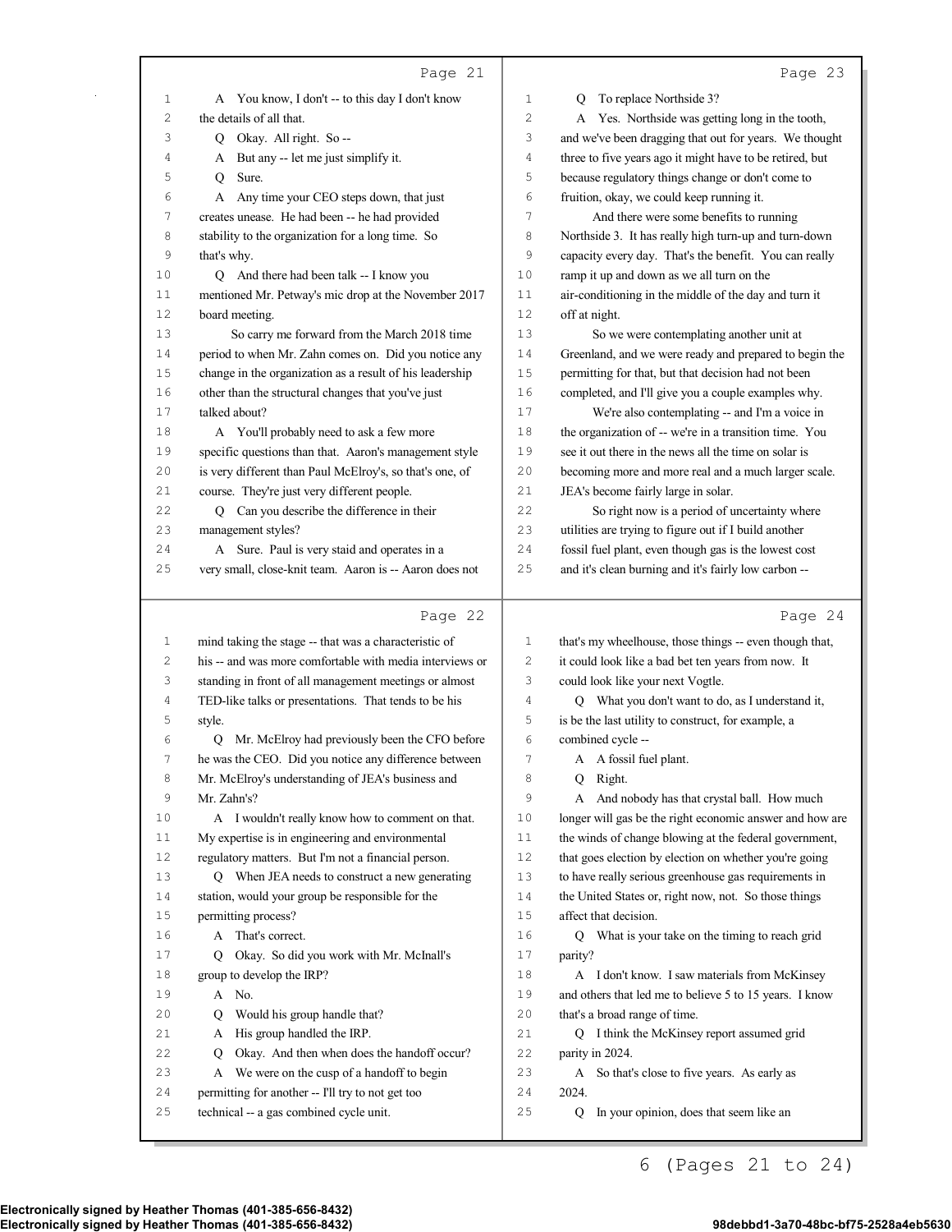Page 21

A You know, I don't -- to this day I don't know the details of all that.

Q Okay. All right. So --

A But any -- let me just simplify it.

Q Sure.

A Any time your CEO steps down, that just creates unease. He had been -- he had provided stability to the organization for a long time. So that's why.

Q And there had been talk -- I know you mentioned Mr. Petway's mic drop at the November 2017 board meeting.

So carry me forward from the March 2018 time period to when Mr. Zahn comes on. Did you notice any change in the organization as a result of his leadership other than the structural changes that you've just talked about?

A You'll probably need to ask a few more specific questions than that. Aaron's management style is very different than Paul McElroy's, so that's one, of course. They're just very different people.

Q Can you describe the difference in their management styles?

A Sure. Paul is very staid and operates in a very small, close-knit team. Aaron is -- Aaron does not

Page 22

mind taking the stage -- that was a characteristic of his -- and was more comfortable with media interviews or standing in front of all management meetings or almost TED-like talks or presentations. That tends to be his style.

Q Mr. McElroy had previously been the CFO before he was the CEO. Did you notice any difference between Mr. McElroy's understanding of JEA's business and Mr. Zahn's?

A I wouldn't really know how to comment on that. My expertise is in engineering and environmental regulatory matters. But I'm not a financial person.

Q When JEA needs to construct a new generating station, would your group be responsible for the permitting process?

A That's correct.

Q Okay. So did you work with Mr. McInall's group to develop the IRP?

A No.

Q Would his group handle that?

A His group handled the IRP.

Q Okay. And then when does the handoff occur?

A We were on the cusp of a handoff to begin permitting for another -- I'll try to not get too technical -- a gas combined cycle unit.

Page 23

Q To replace Northside 3?

A Yes. Northside was getting long in the tooth, and we've been dragging that out for years. We thought three to five years ago it might have to be retired, but because regulatory things change or don't come to fruition, okay, we could keep running it.

And there were some benefits to running Northside 3. It has really high turn-up and turn-down capacity every day. That's the benefit. You can really ramp it up and down as we all turn on the air-conditioning in the middle of the day and turn it off at night.

So we were contemplating another unit at Greenland, and we were ready and prepared to begin the permitting for that, but that decision had not been completed, and I'll give you a couple examples why.

We're also contemplating -- and I'm a voice in the organization of -- we're in a transition time. You see it out there in the news all the time on solar is becoming more and more real and a much larger scale. JEA's become fairly large in solar.

So right now is a period of uncertainty where utilities are trying to figure out if I build another fossil fuel plant, even though gas is the lowest cost and it's clean burning and it's fairly low carbon --

Page 24

that's my wheelhouse, those things -- even though that, it could look like a bad bet ten years from now. It could look like your next Vogtle.

Q What you don't want to do, as I understand it, is be the last utility to construct, for example, a combined cycle --

A A fossil fuel plant.

Q Right.

A And nobody has that crystal ball. How much longer will gas be the right economic answer and how are the winds of change blowing at the federal government, that goes election by election on whether you're going to have really serious greenhouse gas requirements in the United States or, right now, not. So those things affect that decision.

Q What is your take on the timing to reach grid parity?

A I don't know. I saw materials from McKinsey and others that led me to believe 5 to 15 years. I know that's a broad range of time.

Q I think the McKinsey report assumed grid parity in 2024.

A So that's close to five years. As early as 2024.

Q In your opinion, does that seem like an

6 (Pages 21 to 24)

Electronically signed by Heather Thomas (401-385-656-8432)
Electronically signed by Heather Thomas (401-385-656-8432) 98debbd1-3a70-48bc-bf75-2528a4eb5630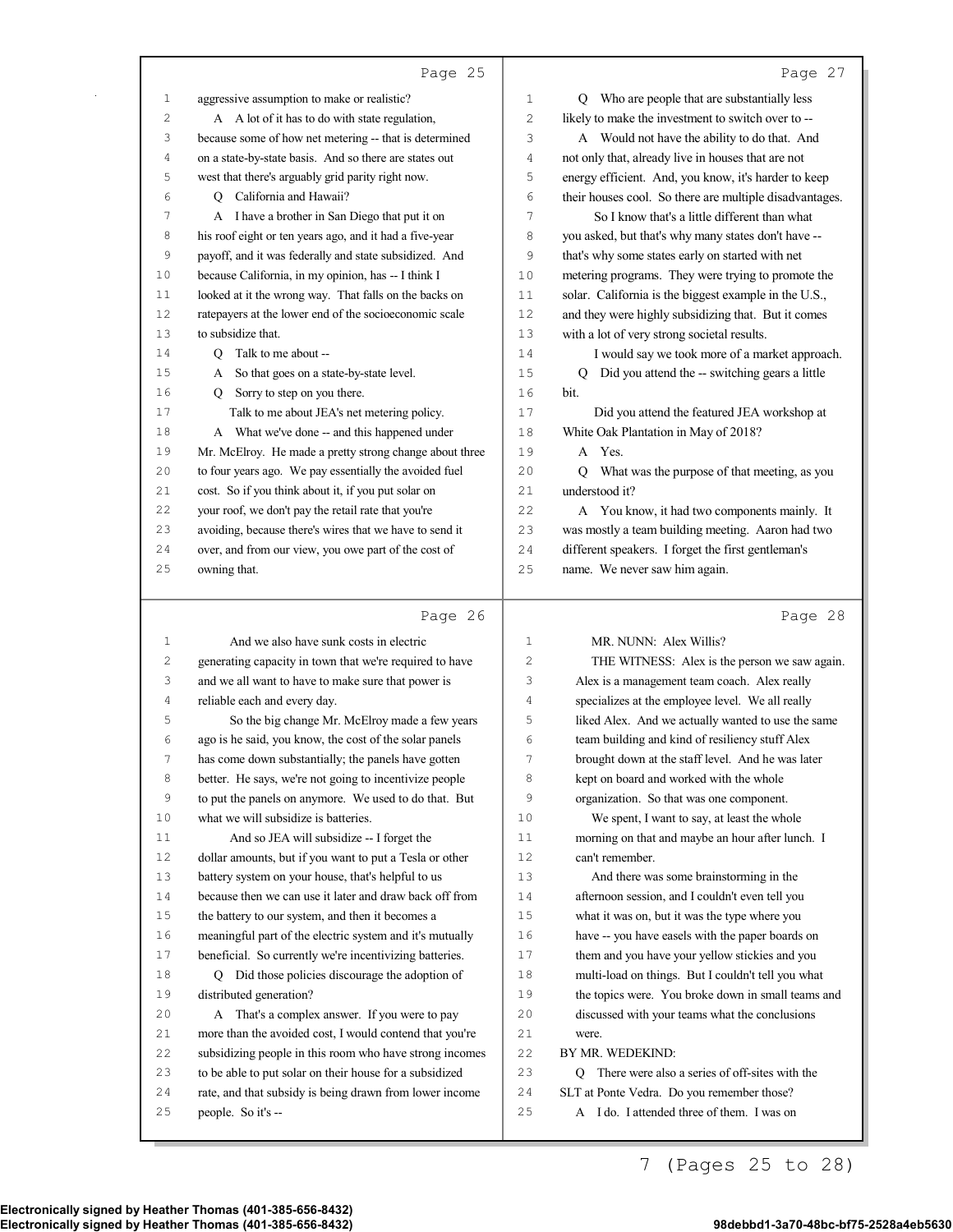Page 25

1 aggressive assumption to make or realistic?
2 A A lot of it has to do with state regulation,
3 because some of how net metering -- that is determined
4 on a state-by-state basis. And so there are states out
5 west that there's arguably grid parity right now.
6 Q California and Hawaii?
7 A I have a brother in San Diego that put it on
8 his roof eight or ten years ago, and it had a five-year
9 payoff, and it was federally and state subsidized. And
10 because California, in my opinion, has -- I think I
11 looked at it the wrong way. That falls on the backs on
12 ratepayers at the lower end of the socioeconomic scale
13 to subsidize that.
14 Q Talk to me about --
15 A So that goes on a state-by-state level.
16 Q Sorry to step on you there.
17 Talk to me about JEA's net metering policy.
18 A What we've done -- and this happened under
19 Mr. McElroy. He made a pretty strong change about three
20 to four years ago. We pay essentially the avoided fuel
21 cost. So if you think about it, if you put solar on
22 your roof, we don't pay the retail rate that you're
23 avoiding, because there's wires that we have to send it
24 over, and from our view, you owe part of the cost of
25 owning that.

Page 26

1 And we also have sunk costs in electric
2 generating capacity in town that we're required to have
3 and we all want to have to make sure that power is
4 reliable each and every day.
5 So the big change Mr. McElroy made a few years
6 ago is he said, you know, the cost of the solar panels
7 has come down substantially; the panels have gotten
8 better. He says, we're not going to incentivize people
9 to put the panels on anymore. We used to do that. But
10 what we will subsidize is batteries.
11 And so JEA will subsidize -- I forget the
12 dollar amounts, but if you want to put a Tesla or other
13 battery system on your house, that's helpful to us
14 because then we can use it later and draw back off from
15 the battery to our system, and then it becomes a
16 meaningful part of the electric system and it's mutually
17 beneficial. So currently we're incentivizing batteries.
18 Q Did those policies discourage the adoption of
19 distributed generation?
20 A That's a complex answer. If you were to pay
21 more than the avoided cost, I would contend that you're
22 subsidizing people in this room who have strong incomes
23 to be able to put solar on their house for a subsidized
24 rate, and that subsidy is being drawn from lower income
25 people. So it's --

Page 27

1 Q Who are people that are substantially less
2 likely to make the investment to switch over to --
3 A Would not have the ability to do that. And
4 not only that, already live in houses that are not
5 energy efficient. And, you know, it's harder to keep
6 their houses cool. So there are multiple disadvantages.
7 So I know that's a little different than what
8 you asked, but that's why many states don't have --
9 that's why some states early on started with net
10 metering programs. They were trying to promote the
11 solar. California is the biggest example in the U.S.,
12 and they were highly subsidizing that. But it comes
13 with a lot of very strong societal results.
14 I would say we took more of a market approach.
15 Q Did you attend the -- switching gears a little
16 bit.
17 Did you attend the featured JEA workshop at
18 White Oak Plantation in May of 2018?
19 A Yes.
20 Q What was the purpose of that meeting, as you
21 understood it?
22 A You know, it had two components mainly. It
23 was mostly a team building meeting. Aaron had two
24 different speakers. I forget the first gentleman's
25 name. We never saw him again.

Page 28

1 MR. NUNN: Alex Willis?
2 THE WITNESS: Alex is the person we saw again.
3 Alex is a management team coach. Alex really
4 specializes at the employee level. We all really
5 liked Alex. And we actually wanted to use the same
6 team building and kind of resiliency stuff Alex
7 brought down at the staff level. And he was later
8 kept on board and worked with the whole
9 organization. So that was one component.
10 We spent, I want to say, at least the whole
11 morning on that and maybe an hour after lunch. I
12 can't remember.
13 And there was some brainstorming in the
14 afternoon session, and I couldn't even tell you
15 what it was on, but it was the type where you
16 have -- you have easels with the paper boards on
17 them and you have your yellow stickies and you
18 multi-load on things. But I couldn't tell you what
19 the topics were. You broke down in small teams and
20 discussed with your teams what the conclusions
21 were.
22 BY MR. WEDEKIND:
23 Q There were also a series of off-sites with the
24 SLT at Ponte Vedra. Do you remember those?
25 A I do. I attended three of them. I was on

7 (Pages 25 to 28)

Electronically signed by Heather Thomas (401-385-656-8432)
Electronically signed by Heather Thomas (401-385-656-8432) 98debbd1-3a70-48bc-bf75-2528a4eb5630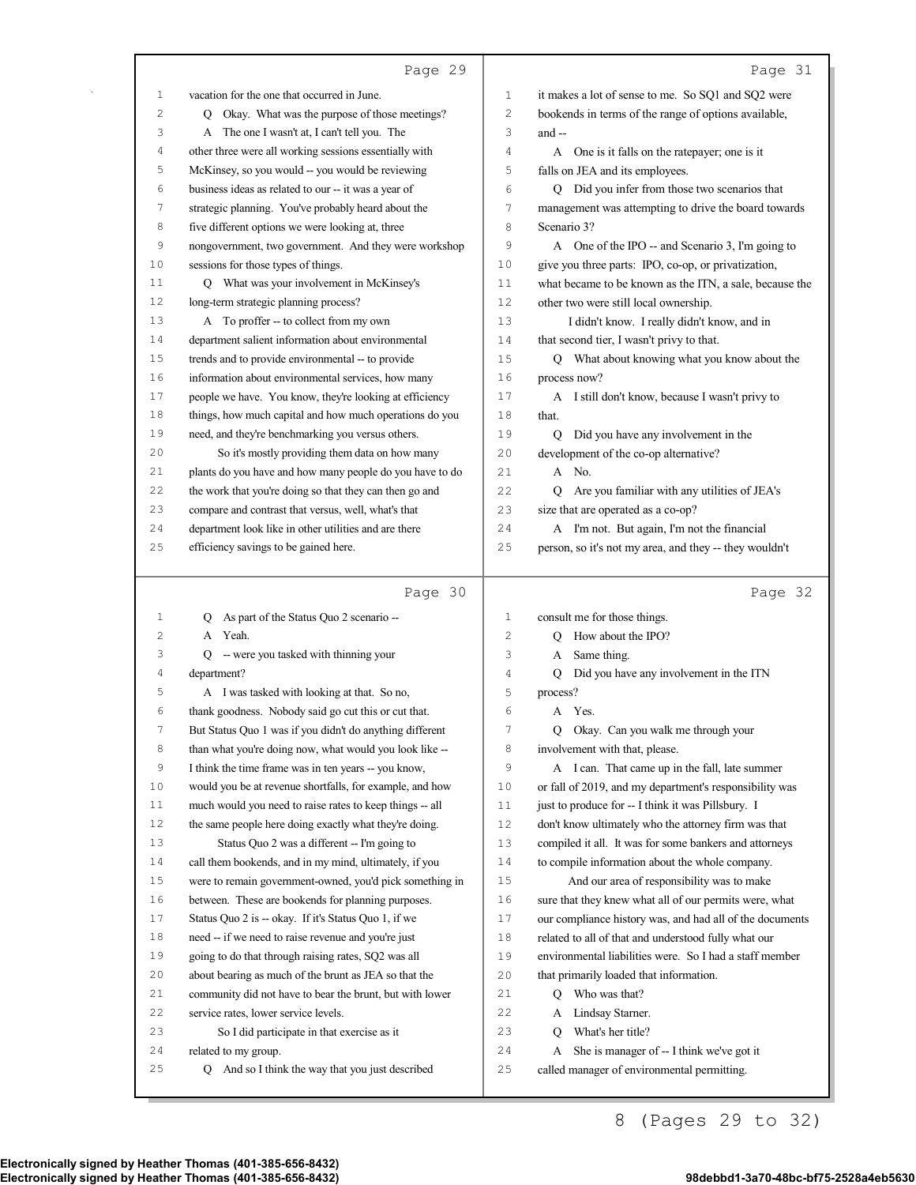Page 29

1 vacation for the one that occurred in June.
2 Q Okay. What was the purpose of those meetings?
3 A The one I wasn't at, I can't tell you. The
4 other three were all working sessions essentially with
5 McKinsey, so you would -- you would be reviewing
6 business ideas as related to our -- it was a year of
7 strategic planning. You've probably heard about the
8 five different options we were looking at, three
9 nongovernment, two government. And they were workshop
10 sessions for those types of things.
11 Q What was your involvement in McKinsey's
12 long-term strategic planning process?
13 A To proffer -- to collect from my own
14 department salient information about environmental
15 trends and to provide environmental -- to provide
16 information about environmental services, how many
17 people we have. You know, they're looking at efficiency
18 things, how much capital and how much operations do you
19 need, and they're benchmarking you versus others.
20 So it's mostly providing them data on how many
21 plants do you have and how many people do you have to do
22 the work that you're doing so that they can then go and
23 compare and contrast that versus, well, what's that
24 department look like in other utilities and are there
25 efficiency savings to be gained here.

Page 30

1 Q As part of the Status Quo 2 scenario --
2 A Yeah.
3 Q -- were you tasked with thinning your
4 department?
5 A I was tasked with looking at that. So no,
6 thank goodness. Nobody said go cut this or cut that.
7 But Status Quo 1 was if you didn't do anything different
8 than what you're doing now, what would you look like --
9 I think the time frame was in ten years -- you know,
10 would you be at revenue shortfalls, for example, and how
11 much would you need to raise rates to keep things -- all
12 the same people here doing exactly what they're doing.
13 Status Quo 2 was a different -- I'm going to
14 call them bookends, and in my mind, ultimately, if you
15 were to remain government-owned, you'd pick something in
16 between. These are bookends for planning purposes.
17 Status Quo 2 is -- okay. If it's Status Quo 1, if we
18 need -- if we need to raise revenue and you're just
19 going to do that through raising rates, SQ2 was all
20 about bearing as much of the brunt as JEA so that the
21 community did not have to bear the brunt, but with lower
22 service rates, lower service levels.
23 So I did participate in that exercise as it
24 related to my group.
25 Q And so I think the way that you just described

Page 31

1 it makes a lot of sense to me. So SQ1 and SQ2 were
2 bookends in terms of the range of options available,
3 and --
4 A One is it falls on the ratepayer; one is it
5 falls on JEA and its employees.
6 Q Did you infer from those two scenarios that
7 management was attempting to drive the board towards
8 Scenario 3?
9 A One of the IPO -- and Scenario 3, I'm going to
10 give you three parts: IPO, co-op, or privatization,
11 what became to be known as the ITN, a sale, because the
12 other two were still local ownership.
13 I didn't know. I really didn't know, and in
14 that second tier, I wasn't privy to that.
15 Q What about knowing what you know about the
16 process now?
17 A I still don't know, because I wasn't privy to
18 that.
19 Q Did you have any involvement in the
20 development of the co-op alternative?
21 A No.
22 Q Are you familiar with any utilities of JEA's
23 size that are operated as a co-op?
24 A I'm not. But again, I'm not the financial
25 person, so it's not my area, and they -- they wouldn't

Page 32

1 consult me for those things.
2 Q How about the IPO?
3 A Same thing.
4 Q Did you have any involvement in the ITN
5 process?
6 A Yes.
7 Q Okay. Can you walk me through your
8 involvement with that, please.
9 A I can. That came up in the fall, late summer
10 or fall of 2019, and my department's responsibility was
11 just to produce for -- I think it was Pillsbury. I
12 don't know ultimately who the attorney firm was that
13 compiled it all. It was for some bankers and attorneys
14 to compile information about the whole company.
15 And our area of responsibility was to make
16 sure that they knew what all of our permits were, what
17 our compliance history was, and had all of the documents
18 related to all of that and understood fully what our
19 environmental liabilities were. So I had a staff member
20 that primarily loaded that information.
21 Q Who was that?
22 A Lindsay Starner.
23 Q What's her title?
24 A She is manager of -- I think we've got it
25 called manager of environmental permitting.

8 (Pages 29 to 32)

Electronically signed by Heather Thomas (401-385-656-8432)
Electronically signed by Heather Thomas (401-385-656-8432) 98debbd1-3a70-48bc-bf75-2528a4eb5630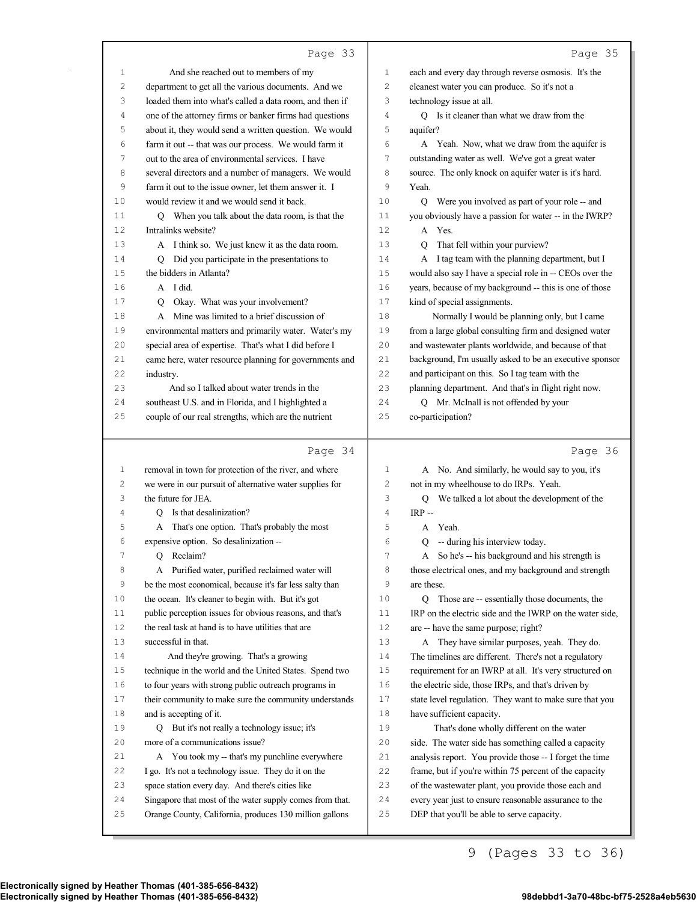Page 33

1 And she reached out to members of my
2 department to get all the various documents. And we
3 loaded them into what's called a data room, and then if
4 one of the attorney firms or banker firms had questions
5 about it, they would send a written question. We would
6 farm it out -- that was our process. We would farm it
7 out to the area of environmental services. I have
8 several directors and a number of managers. We would
9 farm it out to the issue owner, let them answer it. I
10 would review it and we would send it back.
11 Q When you talk about the data room, is that the
12 Intralinks website?
13 A I think so. We just knew it as the data room.
14 Q Did you participate in the presentations to
15 the bidders in Atlanta?
16 A I did.
17 Q Okay. What was your involvement?
18 A Mine was limited to a brief discussion of
19 environmental matters and primarily water. Water's my
20 special area of expertise. That's what I did before I
21 came here, water resource planning for governments and
22 industry.
23 And so I talked about water trends in the
24 southeast U.S. and in Florida, and I highlighted a
25 couple of our real strengths, which are the nutrient

Page 34

1 removal in town for protection of the river, and where
2 we were in our pursuit of alternative water supplies for
3 the future for JEA.
4 Q Is that desalinization?
5 A That's one option. That's probably the most
6 expensive option. So desalinization --
7 Q Reclaim?
8 A Purified water, purified reclaimed water will
9 be the most economical, because it's far less salty than
10 the ocean. It's cleaner to begin with. But it's got
11 public perception issues for obvious reasons, and that's
12 the real task at hand is to have utilities that are
13 successful in that.
14 And they're growing. That's a growing
15 technique in the world and the United States. Spend two
16 to four years with strong public outreach programs in
17 their community to make sure the community understands
18 and is accepting of it.
19 Q But it's not really a technology issue; it's
20 more of a communications issue?
21 A You took my -- that's my punchline everywhere
22 I go. It's not a technology issue. They do it on the
23 space station every day. And there's cities like
24 Singapore that most of the water supply comes from that.
25 Orange County, California, produces 130 million gallons

Page 35

1 each and every day through reverse osmosis. It's the
2 cleanest water you can produce. So it's not a
3 technology issue at all.
4 Q Is it cleaner than what we draw from the
5 aquifer?
6 A Yeah. Now, what we draw from the aquifer is
7 outstanding water as well. We've got a great water
8 source. The only knock on aquifer water is it's hard.
9 Yeah.
10 Q Were you involved as part of your role -- and
11 you obviously have a passion for water -- in the IWRP?
12 A Yes.
13 Q That fell within your purview?
14 A I tag team with the planning department, but I
15 would also say I have a special role in -- CEOs over the
16 years, because of my background -- this is one of those
17 kind of special assignments.
18 Normally I would be planning only, but I came
19 from a large global consulting firm and designed water
20 and wastewater plants worldwide, and because of that
21 background, I'm usually asked to be an executive sponsor
22 and participant on this. So I tag team with the
23 planning department. And that's in flight right now.
24 Q Mr. McInall is not offended by your
25 co-participation?

Page 36

1 A No. And similarly, he would say to you, it's
2 not in my wheelhouse to do IRPs. Yeah.
3 Q We talked a lot about the development of the
4 IRP --
5 A Yeah.
6 Q -- during his interview today.
7 A So he's -- his background and his strength is
8 those electrical ones, and my background and strength
9 are these.
10 Q Those are -- essentially those documents, the
11 IRP on the electric side and the IWRP on the water side,
12 are -- have the same purpose; right?
13 A They have similar purposes, yeah. They do.
14 The timelines are different. There's not a regulatory
15 requirement for an IWRP at all. It's very structured on
16 the electric side, those IRPs, and that's driven by
17 state level regulation. They want to make sure that you
18 have sufficient capacity.
19 That's done wholly different on the water
20 side. The water side has something called a capacity
21 analysis report. You provide those -- I forget the time
22 frame, but if you're within 75 percent of the capacity
23 of the wastewater plant, you provide those each and
24 every year just to ensure reasonable assurance to the
25 DEP that you'll be able to serve capacity.

9 (Pages 33 to 36)

Electronically signed by Heather Thomas (401-385-656-8432)
Electronically signed by Heather Thomas (401-385-656-8432) 98debbd1-3a70-48bc-bf75-2528a4eb5630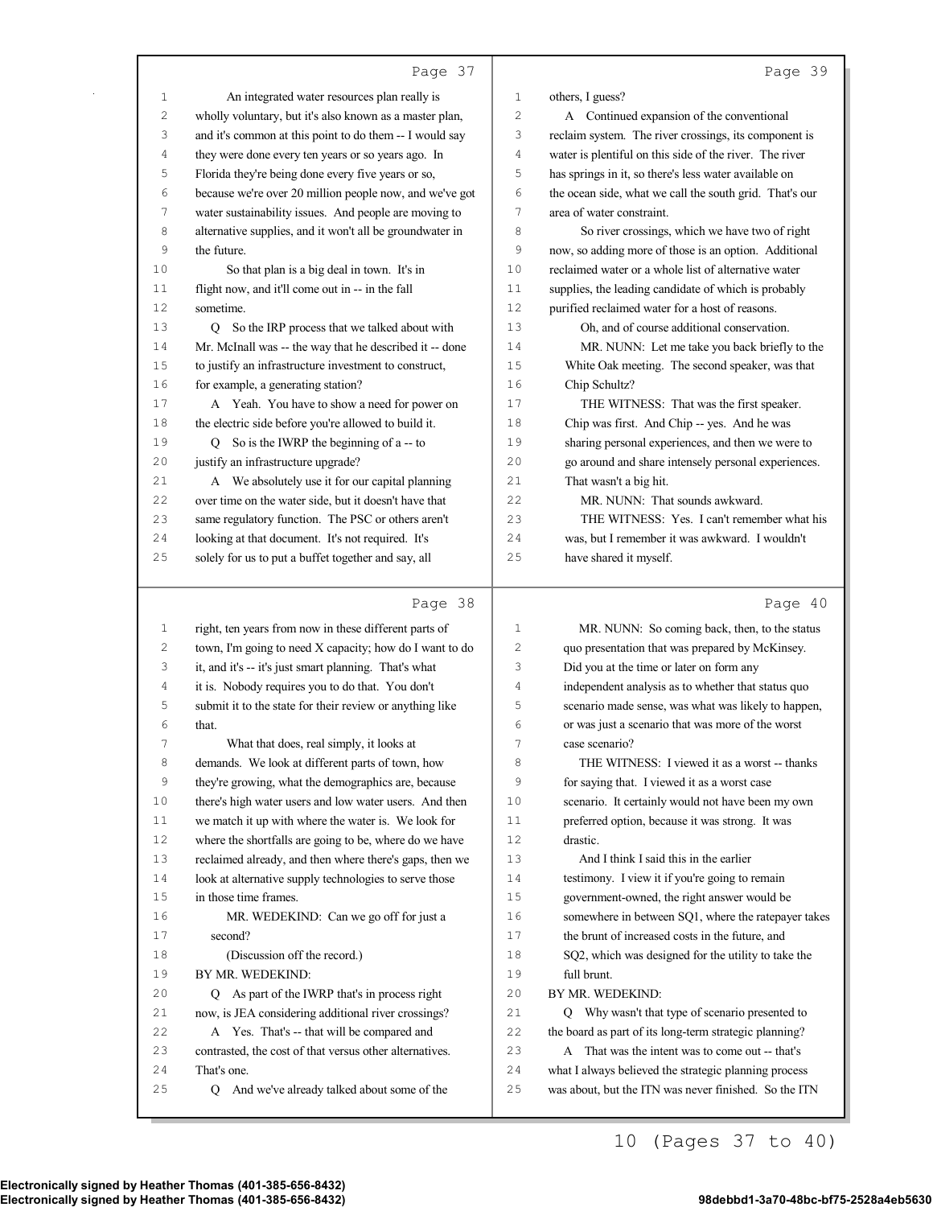Page 37

An integrated water resources plan really is wholly voluntary, but it's also known as a master plan, and it's common at this point to do them -- I would say they were done every ten years or so years ago. In Florida they're being done every five years or so, because we're over 20 million people now, and we've got water sustainability issues. And people are moving to alternative supplies, and it won't all be groundwater in the future.

So that plan is a big deal in town. It's in flight now, and it'll come out in -- in the fall sometime.

Q So the IRP process that we talked about with Mr. McInall was -- the way that he described it -- done to justify an infrastructure investment to construct, for example, a generating station?

A Yeah. You have to show a need for power on the electric side before you're allowed to build it.

Q So is the IWRP the beginning of a -- to justify an infrastructure upgrade?

A We absolutely use it for our capital planning over time on the water side, but it doesn't have that same regulatory function. The PSC or others aren't looking at that document. It's not required. It's solely for us to put a buffet together and say, all

Page 38

right, ten years from now in these different parts of town, I'm going to need X capacity; how do I want to do it, and it's -- it's just smart planning. That's what it is. Nobody requires you to do that. You don't submit it to the state for their review or anything like that.

What that does, real simply, it looks at demands. We look at different parts of town, how they're growing, what the demographics are, because there's high water users and low water users. And then we match it up with where the water is. We look for where the shortfalls are going to be, where do we have reclaimed already, and then where there's gaps, then we look at alternative supply technologies to serve those in those time frames.

MR. WEDEKIND: Can we go off for just a second?

(Discussion off the record.)

BY MR. WEDEKIND:

Q As part of the IWRP that's in process right now, is JEA considering additional river crossings?

A Yes. That's -- that will be compared and contrasted, the cost of that versus other alternatives. That's one.

Q And we've already talked about some of the

Page 39

others, I guess?

A Continued expansion of the conventional reclaim system. The river crossings, its component is water is plentiful on this side of the river. The river has springs in it, so there's less water available on the ocean side, what we call the south grid. That's our area of water constraint.

So river crossings, which we have two of right now, so adding more of those is an option. Additional reclaimed water or a whole list of alternative water supplies, the leading candidate of which is probably purified reclaimed water for a host of reasons.

Oh, and of course additional conservation.

MR. NUNN: Let me take you back briefly to the White Oak meeting. The second speaker, was that Chip Schultz?

THE WITNESS: That was the first speaker. Chip was first. And Chip -- yes. And he was sharing personal experiences, and then we were to go around and share intensely personal experiences. That wasn't a big hit.

MR. NUNN: That sounds awkward.

THE WITNESS: Yes. I can't remember what his was, but I remember it was awkward. I wouldn't have shared it myself.

Page 40

MR. NUNN: So coming back, then, to the status quo presentation that was prepared by McKinsey. Did you at the time or later on form any independent analysis as to whether that status quo scenario made sense, was what was likely to happen, or was just a scenario that was more of the worst case scenario?

THE WITNESS: I viewed it as a worst -- thanks for saying that. I viewed it as a worst case scenario. It certainly would not have been my own preferred option, because it was strong. It was drastic.

And I think I said this in the earlier testimony. I view it if you're going to remain government-owned, the right answer would be somewhere in between SQ1, where the ratepayer takes the brunt of increased costs in the future, and SQ2, which was designed for the utility to take the full brunt.

BY MR. WEDEKIND:

Q Why wasn't that type of scenario presented to the board as part of its long-term strategic planning?

A That was the intent was to come out -- that's what I always believed the strategic planning process was about, but the ITN was never finished. So the ITN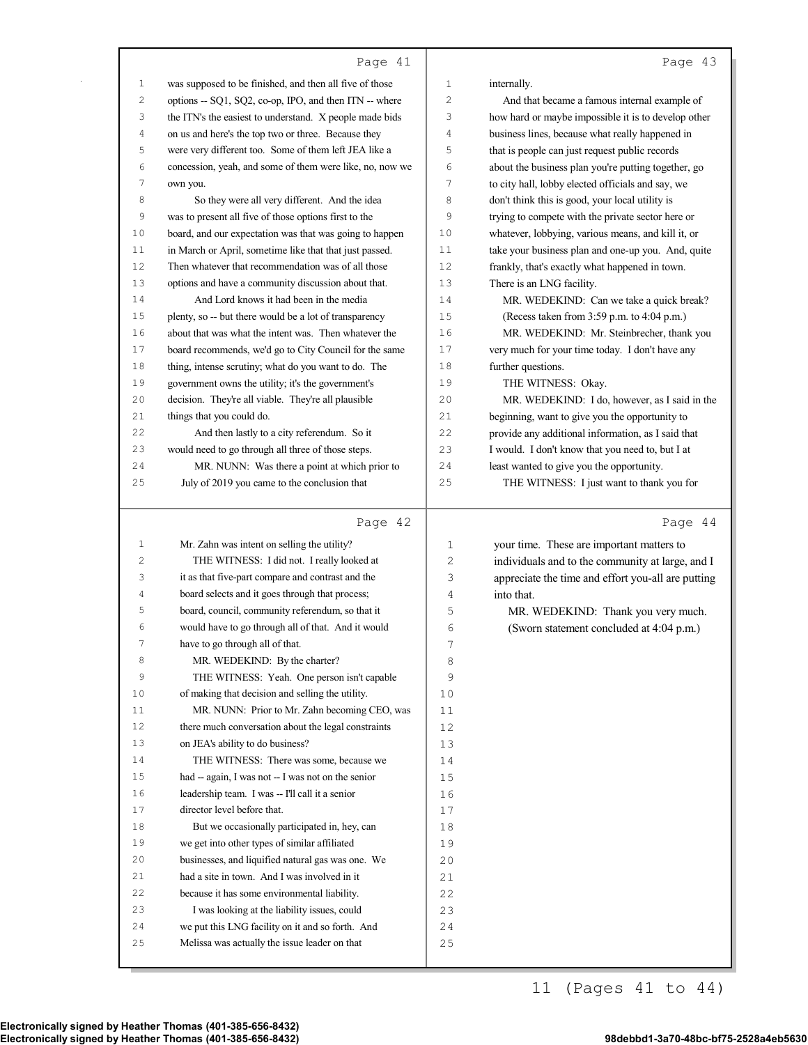Page 41

was supposed to be finished, and then all five of those options -- SQ1, SQ2, co-op, IPO, and then ITN -- where the ITN's the easiest to understand. X people made bids on us and here's the top two or three. Because they were very different too. Some of them left JEA like a concession, yeah, and some of them were like, no, now we own you.

So they were all very different. And the idea was to present all five of those options first to the board, and our expectation was that was going to happen in March or April, sometime like that that just passed. Then whatever that recommendation was of all those options and have a community discussion about that.

And Lord knows it had been in the media plenty, so -- but there would be a lot of transparency about that was what the intent was. Then whatever the board recommends, we'd go to City Council for the same thing, intense scrutiny; what do you want to do. The government owns the utility; it's the government's decision. They're all viable. They're all plausible things that you could do.

And then lastly to a city referendum. So it would need to go through all three of those steps.

MR. NUNN: Was there a point at which prior to July of 2019 you came to the conclusion that

Page 42

Mr. Zahn was intent on selling the utility?

THE WITNESS: I did not. I really looked at it as that five-part compare and contrast and the board selects and it goes through that process; board, council, community referendum, so that it would have to go through all of that. And it would have to go through all of that.

MR. WEDEKIND: By the charter?

THE WITNESS: Yeah. One person isn't capable of making that decision and selling the utility.

MR. NUNN: Prior to Mr. Zahn becoming CEO, was there much conversation about the legal constraints on JEA's ability to do business?

THE WITNESS: There was some, because we had -- again, I was not -- I was not on the senior leadership team. I was -- I'll call it a senior director level before that.

But we occasionally participated in, hey, can we get into other types of similar affiliated businesses, and liquified natural gas was one. We had a site in town. And I was involved in it because it has some environmental liability.

I was looking at the liability issues, could we put this LNG facility on it and so forth. And Melissa was actually the issue leader on that

Page 43

internally.

And that became a famous internal example of how hard or maybe impossible it is to develop other business lines, because what really happened in that is people can just request public records about the business plan you're putting together, go to city hall, lobby elected officials and say, we don't think this is good, your local utility is trying to compete with the private sector here or whatever, lobbying, various means, and kill it, or take your business plan and one-up you. And, quite frankly, that's exactly what happened in town. There is an LNG facility.

MR. WEDEKIND: Can we take a quick break?

(Recess taken from 3:59 p.m. to 4:04 p.m.)

MR. WEDEKIND: Mr. Steinbrecher, thank you very much for your time today. I don't have any further questions.

THE WITNESS: Okay.

MR. WEDEKIND: I do, however, as I said in the beginning, want to give you the opportunity to provide any additional information, as I said that I would. I don't know that you need to, but I at least wanted to give you the opportunity.

THE WITNESS: I just want to thank you for

Page 44

your time. These are important matters to individuals and to the community at large, and I appreciate the time and effort you-all are putting into that.

MR. WEDEKIND: Thank you very much.

(Sworn statement concluded at 4:04 p.m.)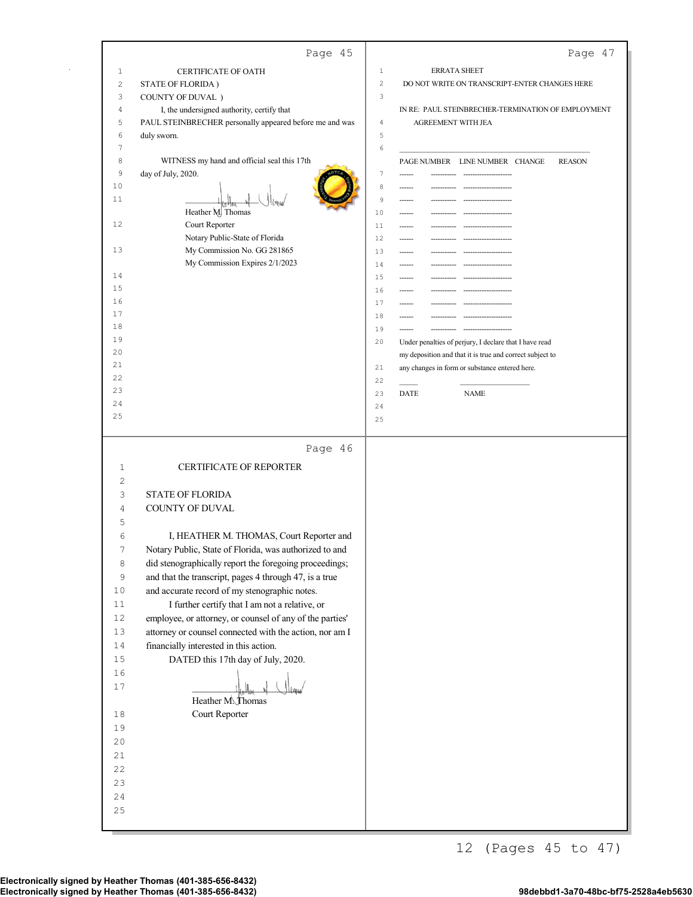## CERTIFICATE OF OATH

STATE OF FLORIDA )
COUNTY OF DUVAL )

I, the undersigned authority, certify that PAUL STEINBRECHER personally appeared before me and was duly sworn.

WITNESS my hand and official seal this 17th day of July, 2020.

Heather M. Thomas
Court Reporter
Notary Public-State of Florida
My Commission No. GG 281865
My Commission Expires 2/1/2023

## CERTIFICATE OF REPORTER

STATE OF FLORIDA
COUNTY OF DUVAL

I, HEATHER M. THOMAS, Court Reporter and Notary Public, State of Florida, was authorized to and did stenographically report the foregoing proceedings; and that the transcript, pages 4 through 47, is a true and accurate record of my stenographic notes.

I further certify that I am not a relative, or employee, or attorney, or counsel of any of the parties' attorney or counsel connected with the action, nor am I financially interested in this action.

DATED this 17th day of July, 2020.

Heather M. Thomas
Court Reporter

## ERRATA SHEET

DO NOT WRITE ON TRANSCRIPT-ENTER CHANGES HERE

IN RE: PAUL STEINBRECHER-TERMINATION OF EMPLOYMENT AGREEMENT WITH JEA

| PAGE NUMBER | LINE NUMBER | CHANGE | REASON |
|---|---|---|---|
| ------ | ---------- | -------------------- | |
| ------ | ---------- | -------------------- | |
| ------ | ---------- | -------------------- | |
| ------ | ---------- | -------------------- | |
| ------ | ---------- | -------------------- | |
| ------ | ---------- | -------------------- | |
| ------ | ---------- | -------------------- | |
| ------ | ---------- | -------------------- | |
| ------ | ---------- | -------------------- | |
| ------ | ---------- | -------------------- | |
| ------ | ---------- | -------------------- | |
| ------ | ---------- | -------------------- | |
| ------ | ---------- | -------------------- | |

Under penalties of perjury, I declare that I have read my deposition and that it is true and correct subject to any changes in form or substance entered here.

_____ _________________
DATE NAME

Electronically signed by Heather Thomas (401-385-656-8432)
Electronically signed by Heather Thomas (401-385-656-8432)

98debbd1-3a70-48bc-bf75-2528a4eb5630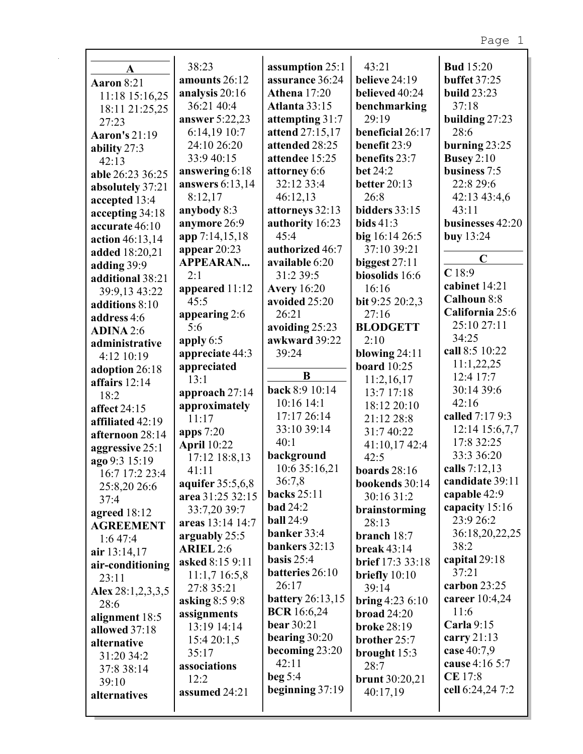## A

**Aaron** 8:21 11:18 15:16,25 18:11 21:25,25 27:23
**Aaron's** 21:19
**ability** 27:3 42:13
**able** 26:23 36:25
**absolutely** 37:21
**accepted** 13:4
**accepting** 34:18
**accurate** 46:10
**action** 46:13,14
**added** 18:20,21
**adding** 39:9
**additional** 38:21 39:9,13 43:22
**additions** 8:10
**address** 4:6
**ADINA** 2:6
**administrative** 4:12 10:19
**adoption** 26:18
**affairs** 12:14 18:2
**affect** 24:15
**affiliated** 42:19
**afternoon** 28:14
**aggressive** 25:1
**ago** 9:3 15:19 16:7 17:2 23:4 25:8,20 26:6 37:4
**agreed** 18:12
**AGREEMENT** 1:6 47:4
**air** 13:14,17
**air-conditioning** 23:11
**Alex** 28:1,2,3,3,5 28:6
**alignment** 18:5
**allowed** 37:18
**alternative** 31:20 34:2 37:8 38:14 39:10
**alternatives** 38:23
**amounts** 26:12
**analysis** 20:16 36:21 40:4
**answer** 5:22,23 6:14,19 10:7 24:10 26:20 33:9 40:15
**answering** 6:18
**answers** 6:13,14 8:12,17
**anybody** 8:3
**anymore** 26:9
**app** 7:14,15,18
**appear** 20:23
**APPEARAN...** 2:1
**appeared** 11:12 45:5
**appearing** 2:6 5:6
**apply** 6:5
**appreciate** 44:3
**appreciated** 13:1
**approach** 27:14
**approximately** 11:17
**apps** 7:20
**April** 10:22 17:12 18:8,13 41:11
**aquifer** 35:5,6,8
**area** 31:25 32:15 33:7,20 39:7
**areas** 13:14 14:7
**arguably** 25:5
**ARIEL** 2:6
**asked** 8:15 9:11 11:1,7 16:5,8 27:8 35:21
**asking** 8:5 9:8
**assignments** 13:19 14:14 15:4 20:1,5 35:17
**associations** 12:2
**assumed** 24:21
**assumption** 25:1
**assurance** 36:24
**Athena** 17:20
**Atlanta** 33:15
**attempting** 31:7
**attend** 27:15,17
**attended** 28:25
**attendee** 15:25
**attorney** 6:6 32:12 33:4 46:12,13
**attorneys** 32:13
**authority** 16:23 45:4
**authorized** 46:7
**available** 6:20 31:2 39:5
**Avery** 16:20
**avoided** 25:20 26:21
**avoiding** 25:23
**awkward** 39:22 39:24

## B

**back** 8:9 10:14 10:16 14:1 17:17 26:14 33:10 39:14 40:1
**background** 10:6 35:16,21 36:7,8
**backs** 25:11
**bad** 24:2
**ball** 24:9
**banker** 33:4
**bankers** 32:13
**basis** 25:4
**batteries** 26:10 26:17
**battery** 26:13,15
**BCR** 16:6,24
**bear** 30:21
**bearing** 30:20
**becoming** 23:20 42:11
**beg** 5:4
**beginning** 37:19 43:21
**believe** 24:19
**believed** 40:24
**benchmarking** 29:19
**beneficial** 26:17
**benefit** 23:9
**benefits** 23:7
**bet** 24:2
**better** 20:13 26:8
**bidders** 33:15
**bids** 41:3
**big** 16:14 26:5 37:10 39:21
**biggest** 27:11
**biosolids** 16:6 16:16
**bit** 9:25 20:2,3 27:16
**BLODGETT** 2:10
**blowing** 24:11
**board** 10:25 11:2,16,17 13:7 17:18 18:12 20:10 21:12 28:8 31:7 40:22 41:10,17 42:4 42:5
**boards** 28:16
**bookends** 30:14 30:16 31:2
**brainstorming** 28:13
**branch** 18:7
**break** 43:14
**brief** 17:3 33:18
**briefly** 10:10 39:14
**bring** 4:23 6:10
**broad** 24:20
**broke** 28:19
**brother** 25:7
**brought** 15:3 28:7
**brunt** 30:20,21 40:17,19
**Bud** 15:20
**buffet** 37:25
**build** 23:23 37:18
**building** 27:23 28:6
**burning** 23:25
**Busey** 2:10
**business** 7:5 22:8 29:6 42:13 43:4,6 43:11
**businesses** 42:20
**buy** 13:24

## C

**C** 18:9
**cabinet** 14:21
**Calhoun** 8:8
**California** 25:6 25:10 27:11 34:25
**call** 8:5 10:22 11:1,22,25 12:4 17:7 30:14 39:6 42:16
**called** 7:17 9:3 12:14 15:6,7,7 17:8 32:25 33:3 36:20
**calls** 7:12,13
**candidate** 39:11
**capable** 42:9
**capacity** 15:16 23:9 26:2 36:18,20,22,25 38:2
**capital** 29:18 37:21
**carbon** 23:25
**career** 10:4,24 11:6
**Carla** 9:15
**carry** 21:13
**case** 40:7,9
**cause** 4:16 5:7
**CE** 17:8
**cell** 6:24,24 7:2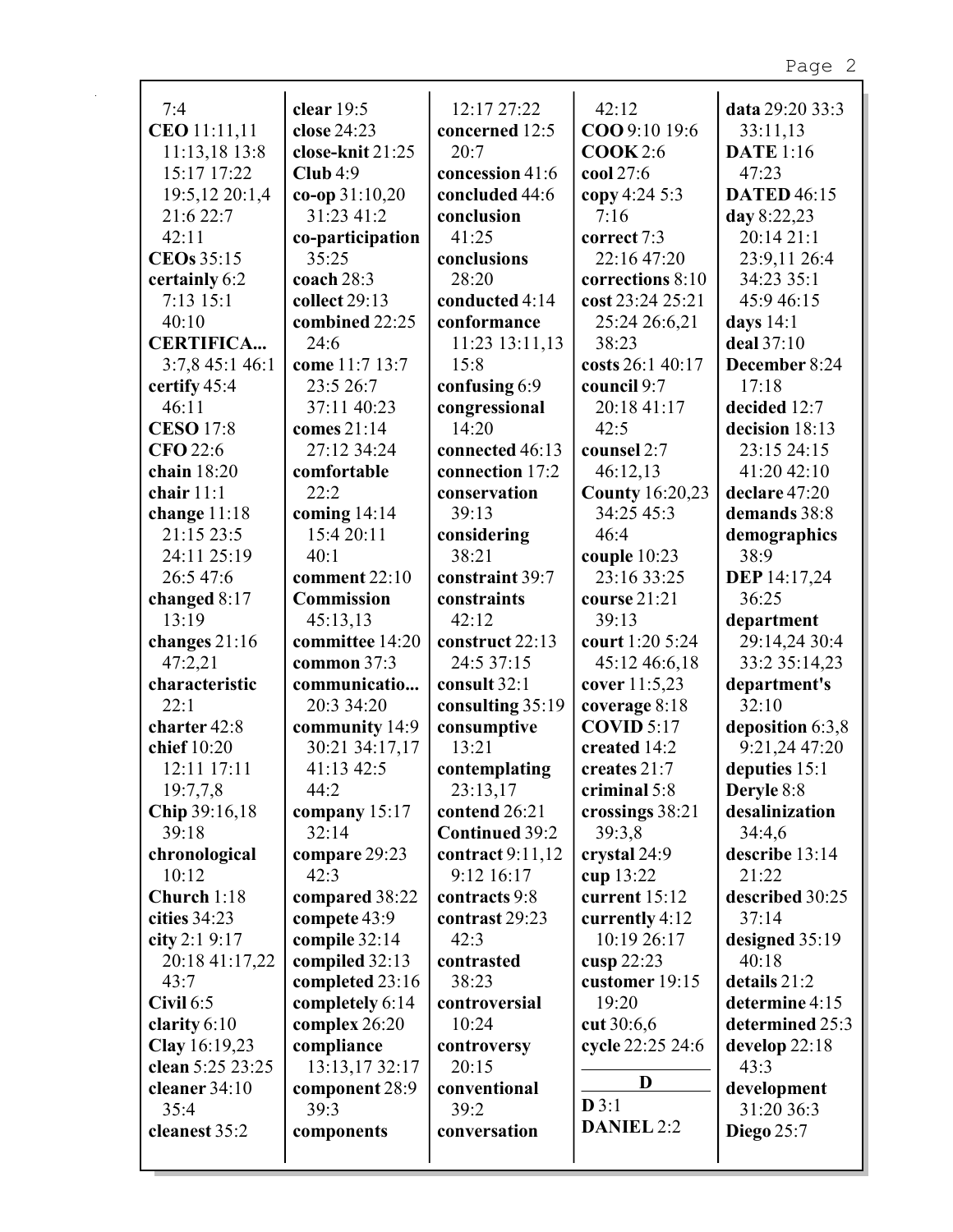7:4
**CEO** 11:11,11 11:13,18 13:8 15:17 17:22 19:5,12 20:1,4 21:6 22:7 42:11
**CEOs** 35:15
**certainly** 6:2 7:13 15:1 40:10
**CERTIFICA...** 3:7,8 45:1 46:1
**certify** 45:4 46:11
**CESO** 17:8
**CFO** 22:6
**chain** 18:20
**chair** 11:1
**change** 11:18 21:15 23:5 24:11 25:19 26:5 47:6
**changed** 8:17 13:19
**changes** 21:16 47:2,21
**characteristic** 22:1
**charter** 42:8
**chief** 10:20 12:11 17:11 19:7,7,8
**Chip** 39:16,18 39:18
**chronological** 10:12
**Church** 1:18
**cities** 34:23
**city** 2:1 9:17 20:18 41:17,22 43:7
**Civil** 6:5
**clarity** 6:10
**Clay** 16:19,23
**clean** 5:25 23:25
**cleaner** 34:10 35:4
**cleanest** 35:2
**clear** 19:5
**close** 24:23
**close-knit** 21:25
**Club** 4:9
**co-op** 31:10,20 31:23 41:2
**co-participation** 35:25
**coach** 28:3
**collect** 29:13
**combined** 22:25 24:6
**come** 11:7 13:7 23:5 26:7 37:11 40:23
**comes** 21:14 27:12 34:24
**comfortable** 22:2
**coming** 14:14 15:4 20:11 40:1
**comment** 22:10
**Commission** 45:13,13
**committee** 14:20
**common** 37:3
**communicatio...** 20:3 34:20
**community** 14:9 30:21 34:17,17 41:13 42:5 44:2
**company** 15:17 32:14
**compare** 29:23 42:3
**compared** 38:22
**compete** 43:9
**compile** 32:14
**compiled** 32:13
**completed** 23:16
**completely** 6:14
**complex** 26:20
**compliance** 13:13,17 32:17
**component** 28:9 39:3
**components** 12:17 27:22
**concerned** 12:5 20:7
**concession** 41:6
**concluded** 44:6
**conclusion** 41:25
**conclusions** 28:20
**conducted** 4:14
**conformance** 11:23 13:11,13 15:8
**confusing** 6:9
**congressional** 14:20
**connected** 46:13
**connection** 17:2
**conservation** 39:13
**considering** 38:21
**constraint** 39:7
**constraints** 42:12
**construct** 22:13 24:5 37:15
**consult** 32:1
**consulting** 35:19
**consumptive** 13:21
**contemplating** 23:13,17
**contend** 26:21
**Continued** 39:2
**contract** 9:11,12 9:12 16:17
**contracts** 9:8
**contrast** 29:23 42:3
**contrasted** 38:23
**controversial** 10:24
**controversy** 20:15
**conventional** 39:2
**conversation** 42:12
**COO** 9:10 19:6
**COOK** 2:6
**cool** 27:6
**copy** 4:24 5:3 7:16
**correct** 7:3 22:16 47:20
**corrections** 8:10
**cost** 23:24 25:21 25:24 26:6,21 38:23
**costs** 26:1 40:17
**council** 9:7 20:18 41:17 42:5
**counsel** 2:7 46:12,13
**County** 16:20,23 34:25 45:3 46:4
**couple** 10:23 23:16 33:25
**course** 21:21 39:13
**court** 1:20 5:24 45:12 46:6,18
**cover** 11:5,23
**coverage** 8:18
**COVID** 5:17
**created** 14:2
**creates** 21:7
**criminal** 5:8
**crossings** 38:21 39:3,8
**crystal** 24:9
**cup** 13:22
**current** 15:12
**currently** 4:12 10:19 26:17
**cusp** 22:23
**customer** 19:15 19:20
**cut** 30:6,6
**cycle** 22:25 24:6

## D

**D** 3:1
**DANIEL** 2:2
**data** 29:20 33:3 33:11,13
**DATE** 1:16 47:23
**DATED** 46:15
**day** 8:22,23 20:14 21:1 23:9,11 26:4 34:23 35:1 45:9 46:15
**days** 14:1
**deal** 37:10
**December** 8:24 17:18
**decided** 12:7
**decision** 18:13 23:15 24:15 41:20 42:10
**declare** 47:20
**demands** 38:8
**demographics** 38:9
**DEP** 14:17,24 36:25
**department** 29:14,24 30:4 33:2 35:14,23
**department's** 32:10
**deposition** 6:3,8 9:21,24 47:20
**deputies** 15:1
**Deryle** 8:8
**desalinization** 34:4,6
**describe** 13:14 21:22
**described** 30:25 37:14
**designed** 35:19 40:18
**details** 21:2
**determine** 4:15
**determined** 25:3
**develop** 22:18 43:3
**development** 31:20 36:3
**Diego** 25:7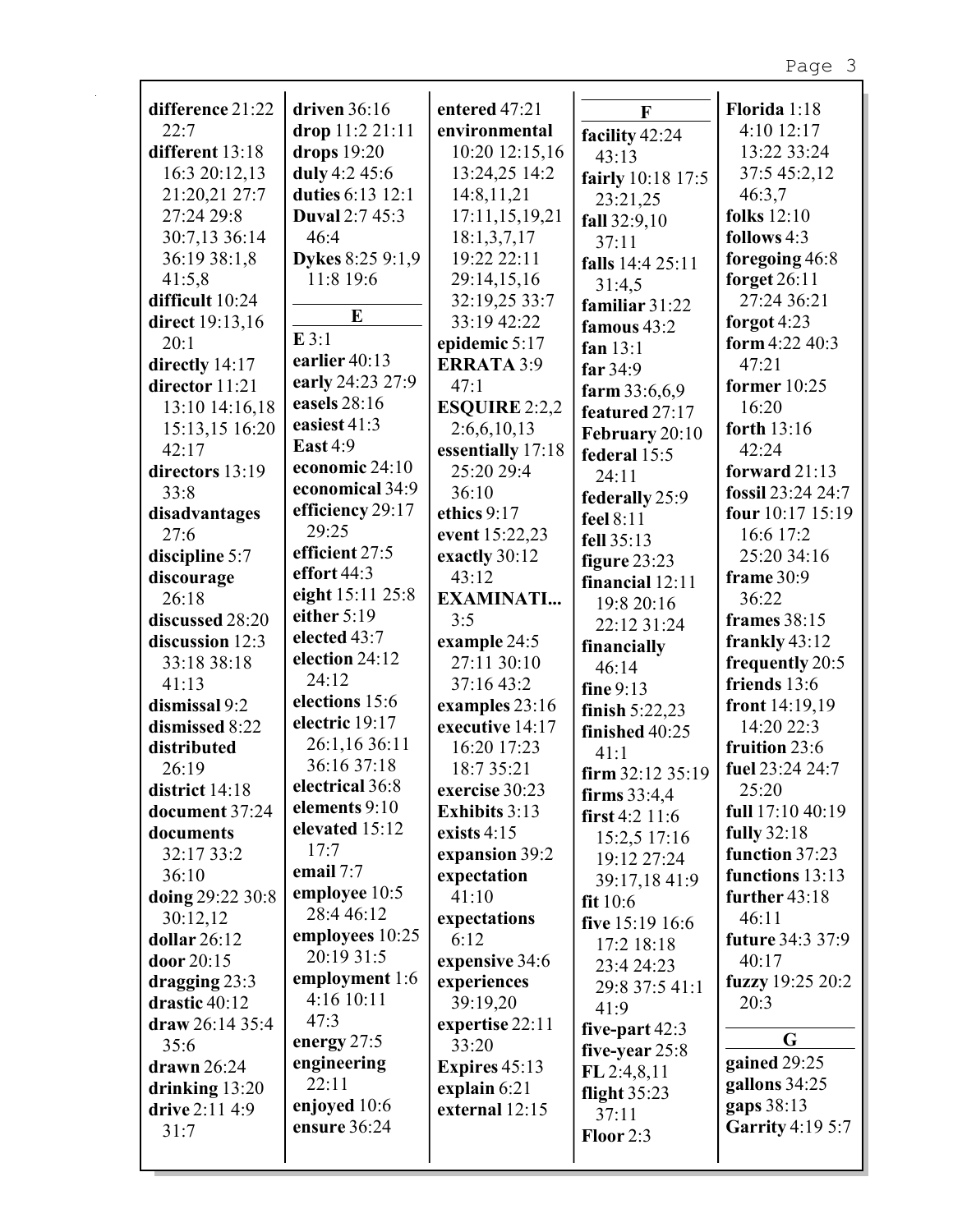**difference** 21:22 22:7
**different** 13:18 16:3 20:12,13 21:20,21 27:7 27:24 29:8 30:7,13 36:14 36:19 38:1,8 41:5,8
**difficult** 10:24
**direct** 19:13,16 20:1
**directly** 14:17
**director** 11:21 13:10 14:16,18 15:13,15 16:20 42:17
**directors** 13:19 33:8
**disadvantages** 27:6
**discipline** 5:7
**discourage** 26:18
**discussed** 28:20
**discussion** 12:3 33:18 38:18 41:13
**dismissal** 9:2
**dismissed** 8:22
**distributed** 26:19
**district** 14:18
**document** 37:24
**documents** 32:17 33:2 36:10
**doing** 29:22 30:8 30:12,12
**dollar** 26:12
**door** 20:15
**dragging** 23:3
**drastic** 40:12
**draw** 26:14 35:4 35:6
**drawn** 26:24
**drinking** 13:20
**drive** 2:11 4:9 31:7
**driven** 36:16
**drop** 11:2 21:11
**drops** 19:20
**duly** 4:2 45:6
**duties** 6:13 12:1
**Duval** 2:7 45:3 46:4
**Dykes** 8:25 9:1,9 11:8 19:6

**E**

**E** 3:1
**earlier** 40:13
**early** 24:23 27:9
**easels** 28:16
**easiest** 41:3
**East** 4:9
**economic** 24:10
**economical** 34:9
**efficiency** 29:17 29:25
**efficient** 27:5
**effort** 44:3
**eight** 15:11 25:8
**either** 5:19
**elected** 43:7
**election** 24:12 24:12
**elections** 15:6
**electric** 19:17 26:1,16 36:11 36:16 37:18
**electrical** 36:8
**elements** 9:10
**elevated** 15:12 17:7
**email** 7:7
**employee** 10:5 28:4 46:12
**employees** 10:25 20:19 31:5
**employment** 1:6 4:16 10:11 47:3
**energy** 27:5
**engineering** 22:11
**enjoyed** 10:6
**ensure** 36:24
**entered** 47:21
**environmental** 10:20 12:15,16 13:24,25 14:2 14:8,11,21 17:11,15,19,21 18:1,3,7,17 19:22 22:11 29:14,15,16 32:19,25 33:7 33:19 42:22
**epidemic** 5:17
**ERRATA** 3:9 47:1
**ESQUIRE** 2:2,2 2:6,6,10,13
**essentially** 17:18 25:20 29:4 36:10
**ethics** 9:17
**event** 15:22,23
**exactly** 30:12 43:12
**EXAMINATI...** 3:5
**example** 24:5 27:11 30:10 37:16 43:2
**examples** 23:16
**executive** 14:17 16:20 17:23 18:7 35:21
**exercise** 30:23
**Exhibits** 3:13
**exists** 4:15
**expansion** 39:2
**expectation** 41:10
**expectations** 6:12
**expensive** 34:6
**experiences** 39:19,20
**expertise** 22:11 33:20
**Expires** 45:13
**explain** 6:21
**external** 12:15

**F**

**facility** 42:24 43:13
**fairly** 10:18 17:5 23:21,25
**fall** 32:9,10 37:11
**falls** 14:4 25:11 31:4,5
**familiar** 31:22
**famous** 43:2
**fan** 13:1
**far** 34:9
**farm** 33:6,6,9
**featured** 27:17
**February** 20:10
**federal** 15:5 24:11
**federally** 25:9
**feel** 8:11
**fell** 35:13
**figure** 23:23
**financial** 12:11 19:8 20:16 22:12 31:24
**financially** 46:14
**fine** 9:13
**finish** 5:22,23
**finished** 40:25 41:1
**firm** 32:12 35:19
**firms** 33:4,4
**first** 4:2 11:6 15:2,5 17:16 19:12 27:24 39:17,18 41:9
**fit** 10:6
**five** 15:19 16:6 17:2 18:18 23:4 24:23 29:8 37:5 41:1 41:9
**five-part** 42:3
**five-year** 25:8
**FL** 2:4,8,11
**flight** 35:23 37:11
**Floor** 2:3
**Florida** 1:18 4:10 12:17 13:22 33:24 37:5 45:2,12 46:3,7
**folks** 12:10
**follows** 4:3
**foregoing** 46:8
**forget** 26:11 27:24 36:21
**forgot** 4:23
**form** 4:22 40:3 47:21
**former** 10:25 16:20
**forth** 13:16 42:24
**forward** 21:13
**fossil** 23:24 24:7
**four** 10:17 15:19 16:6 17:2 25:20 34:16
**frame** 30:9 36:22
**frames** 38:15
**frankly** 43:12
**frequently** 20:5
**friends** 13:6
**front** 14:19,19 14:20 22:3
**fruition** 23:6
**fuel** 23:24 24:7 25:20
**full** 17:10 40:19
**fully** 32:18
**function** 37:23
**functions** 13:13
**further** 43:18 46:11
**future** 34:3 37:9 40:17
**fuzzy** 19:25 20:2 20:3

**G**

**gained** 29:25
**gallons** 34:25
**gaps** 38:13
**Garrity** 4:19 5:7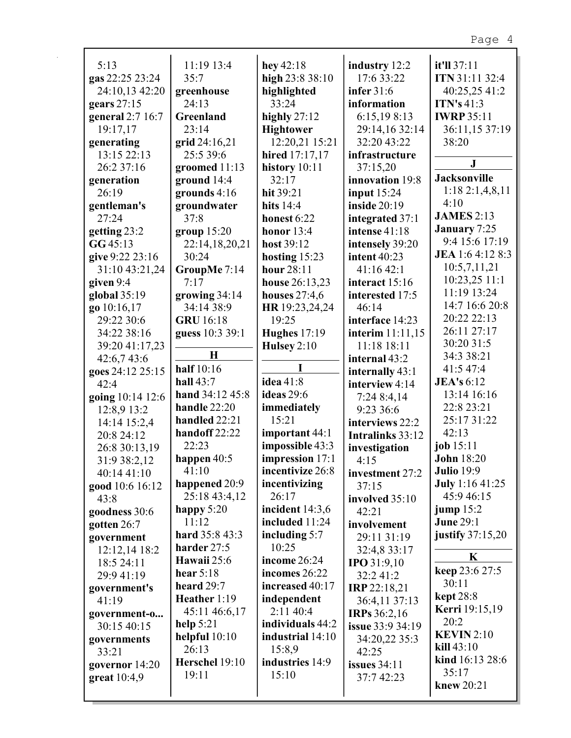5:13
**gas** 22:25 23:24 24:10,13 42:20
**gears** 27:15
**general** 2:7 16:7 19:17,17
**generating** 13:15 22:13 26:2 37:16
**generation** 26:19
**gentleman's** 27:24
**getting** 23:2
**GG** 45:13
**give** 9:22 23:16 31:10 43:21,24
**given** 9:4
**global** 35:19
**go** 10:16,17 29:22 30:6 34:22 38:16 39:20 41:17,23 42:6,7 43:6
**goes** 24:12 25:15 42:4
**going** 10:14 12:6 12:8,9 13:2 14:14 15:2,4 20:8 24:12 26:8 30:13,19 31:9 38:2,12 40:14 41:10
**good** 10:6 16:12 43:8
**goodness** 30:6
**gotten** 26:7
**government** 12:12,14 18:2 18:5 24:11 29:9 41:19
**government's** 41:19
**government-o...** 30:15 40:15
**governments** 33:21
**governor** 14:20
**great** 10:4,9
11:19 13:4 35:7
**greenhouse** 24:13
**Greenland** 23:14
**grid** 24:16,21 25:5 39:6
**groomed** 11:13
**ground** 14:4
**grounds** 4:16
**groundwater** 37:8
**group** 15:20 22:14,18,20,21 30:24
**GroupMe** 7:14 7:17
**growing** 34:14 34:14 38:9
**GRU** 16:18
**guess** 10:3 39:1

**H**

**half** 10:16
**hall** 43:7
**hand** 34:12 45:8
**handle** 22:20
**handled** 22:21
**handoff** 22:22 22:23
**happen** 40:5 41:10
**happened** 20:9 25:18 43:4,12
**happy** 5:20 11:12
**hard** 35:8 43:3
**harder** 27:5
**Hawaii** 25:6
**hear** 5:18
**heard** 29:7
**Heather** 1:19 45:11 46:6,17
**help** 5:21
**helpful** 10:10 26:13
**Herschel** 19:10 19:11
**hey** 42:18
**high** 23:8 38:10
**highlighted** 33:24
**highly** 27:12
**Hightower** 12:20,21 15:21
**hired** 17:17,17
**history** 10:11 32:17
**hit** 39:21
**hits** 14:4
**honest** 6:22
**honor** 13:4
**host** 39:12
**hosting** 15:23
**hour** 28:11
**house** 26:13,23
**houses** 27:4,6
**HR** 19:23,24,24 19:25
**Hughes** 17:19
**Hulsey** 2:10

**I**

**idea** 41:8
**ideas** 29:6
**immediately** 15:21
**important** 44:1
**impossible** 43:3
**impression** 17:1
**incentivize** 26:8
**incentivizing** 26:17
**incident** 14:3,6
**included** 11:24
**including** 5:7 10:25
**income** 26:24
**incomes** 26:22
**increased** 40:17
**independent** 2:11 40:4
**individuals** 44:2
**industrial** 14:10 15:8,9
**industries** 14:9 15:10
**industry** 12:2 17:6 33:22
**infer** 31:6
**information** 6:15,19 8:13 29:14,16 32:14 32:20 43:22
**infrastructure** 37:15,20
**innovation** 19:8
**input** 15:24
**inside** 20:19
**integrated** 37:1
**intense** 41:18
**intensely** 39:20
**intent** 40:23 41:16 42:1
**interact** 15:16
**interested** 17:5 46:14
**interface** 14:23
**interim** 11:11,15 11:18 18:11
**internal** 43:2
**internally** 43:1
**interview** 4:14 7:24 8:4,14 9:23 36:6
**interviews** 22:2
**Intralinks** 33:12
**investigation** 4:15
**investment** 27:2 37:15
**involved** 35:10 42:21
**involvement** 29:11 31:19 32:4,8 33:17
**IPO** 31:9,10 32:2 41:2
**IRP** 22:18,21 36:4,11 37:13
**IRPs** 36:2,16
**issue** 33:9 34:19 34:20,22 35:3 42:25
**issues** 34:11 37:7 42:23
**it'll** 37:11
**ITN** 31:11 32:4 40:25,25 41:2
**ITN's** 41:3
**IWRP** 35:11 36:11,15 37:19 38:20

**J**

**Jacksonville** 1:18 2:1,4,8,11 4:10
**JAMES** 2:13
**January** 7:25 9:4 15:6 17:19
**JEA** 1:6 4:12 8:3 10:5,7,11,21 10:23,25 11:1 11:19 13:24 14:7 16:6 20:8 20:22 22:13 26:11 27:17 30:20 31:5 34:3 38:21 41:5 47:4
**JEA's** 6:12 13:14 16:16 22:8 23:21 25:17 31:22 42:13
**job** 15:11
**John** 18:20
**Julio** 19:9
**July** 1:16 41:25 45:9 46:15
**jump** 15:2
**June** 29:1
**justify** 37:15,20

**K**

**keep** 23:6 27:5 30:11
**kept** 28:8
**Kerri** 19:15,19 20:2
**KEVIN** 2:10
**kill** 43:10
**kind** 16:13 28:6 35:17
**knew** 20:21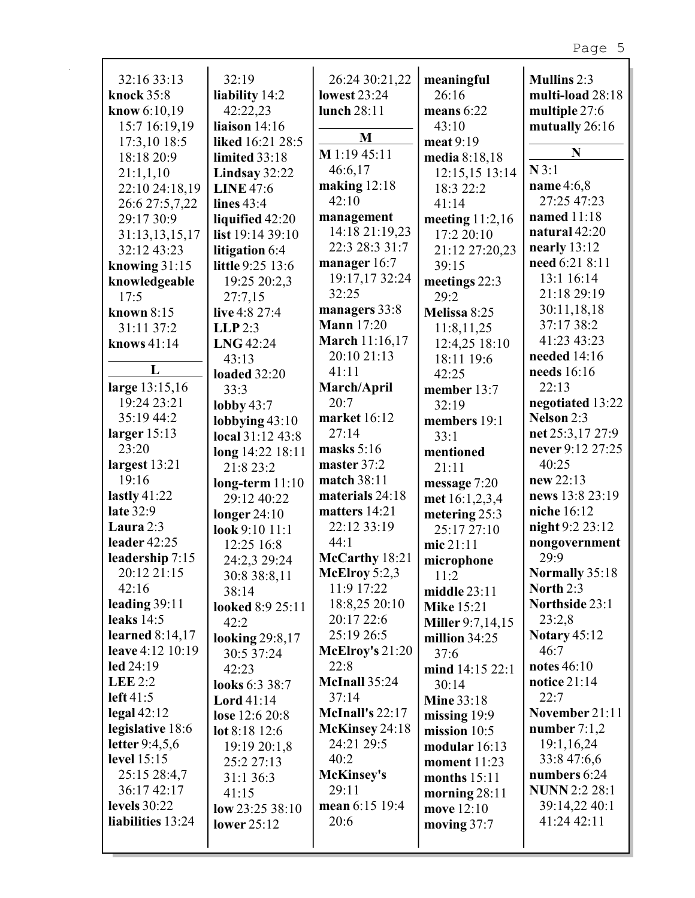32:16 33:13
**knock** 35:8
**know** 6:10,19 15:7 16:19,19 17:3,10 18:5 18:18 20:9 21:1,1,10 22:10 24:18,19 26:6 27:5,7,22 29:17 30:9 31:13,13,15,17 32:12 43:23
**knowing** 31:15
**knowledgeable** 17:5
**known** 8:15 31:11 37:2
**knows** 41:14

**L**

**large** 13:15,16 19:24 23:21 35:19 44:2
**larger** 15:13 23:20
**largest** 13:21 19:16
**lastly** 41:22
**late** 32:9
**Laura** 2:3
**leader** 42:25
**leadership** 7:15 20:12 21:15 42:16
**leading** 39:11
**leaks** 14:5
**learned** 8:14,17
**leave** 4:12 10:19
**led** 24:19
**LEE** 2:2
**left** 41:5
**legal** 42:12
**legislative** 18:6
**letter** 9:4,5,6
**level** 15:15 25:15 28:4,7 36:17 42:17
**levels** 30:22
**liabilities** 13:24
32:19
**liability** 14:2 42:22,23
**liaison** 14:16
**liked** 16:21 28:5
**limited** 33:18
**Lindsay** 32:22
**LINE** 47:6
**lines** 43:4
**liquified** 42:20
**list** 19:14 39:10
**litigation** 6:4
**little** 9:25 13:6 19:25 20:2,3 27:7,15
**live** 4:8 27:4
**LLP** 2:3
**LNG** 42:24 43:13
**loaded** 32:20 33:3
**lobby** 43:7
**lobbying** 43:10
**local** 31:12 43:8
**long** 14:22 18:11 21:8 23:2
**long-term** 11:10 29:12 40:22
**longer** 24:10
**look** 9:10 11:1 12:25 16:8 24:2,3 29:24 30:8 38:8,11 38:14
**looked** 8:9 25:11 42:2
**looking** 29:8,17 30:5 37:24 42:23
**looks** 6:3 38:7
**Lord** 41:14
**lose** 12:6 20:8
**lot** 8:18 12:6 19:19 20:1,8 25:2 27:13 31:1 36:3 41:15
**low** 23:25 38:10
**lower** 25:12
26:24 30:21,22
**lowest** 23:24
**lunch** 28:11

**M**

**M** 1:19 45:11 46:6,17
**making** 12:18 42:10
**management** 14:18 21:19,23 22:3 28:3 31:7
**manager** 16:7 19:17,17 32:24 32:25
**managers** 33:8
**Mann** 17:20
**March** 11:16,17 20:10 21:13 41:11
**March/April** 20:7
**market** 16:12 27:14
**masks** 5:16
**master** 37:2
**match** 38:11
**materials** 24:18
**matters** 14:21 22:12 33:19 44:1
**McCarthy** 18:21
**McElroy** 5:2,3 11:9 17:22 18:8,25 20:10 20:17 22:6 25:19 26:5
**McElroy's** 21:20 22:8
**McInall** 35:24 37:14
**McInall's** 22:17
**McKinsey** 24:18 24:21 29:5 40:2
**McKinsey's** 29:11
**mean** 6:15 19:4 20:6
**meaningful** 26:16
**means** 6:22 43:10
**meat** 9:19
**media** 8:18,18 12:15,15 13:14 18:3 22:2 41:14
**meeting** 11:2,16 17:2 20:10 21:12 27:20,23 39:15
**meetings** 22:3 29:2
**Melissa** 8:25 11:8,11,25 12:4,25 18:10 18:11 19:6 42:25
**member** 13:7 32:19
**members** 19:1 33:1
**mentioned** 21:11
**message** 7:20
**met** 16:1,2,3,4
**metering** 25:3 25:17 27:10
**mic** 21:11
**microphone** 11:2
**middle** 23:11
**Mike** 15:21
**Miller** 9:7,14,15
**million** 34:25 37:6
**mind** 14:15 22:1 30:14
**Mine** 33:18
**missing** 19:9
**mission** 10:5
**modular** 16:13
**moment** 11:23
**months** 15:11
**morning** 28:11
**move** 12:10
**moving** 37:7
**Mullins** 2:3
**multi-load** 28:18
**multiple** 27:6
**mutually** 26:16

**N**

**N** 3:1
**name** 4:6,8 27:25 47:23
**named** 11:18
**natural** 42:20
**nearly** 13:12
**need** 6:21 8:11 13:1 16:14 21:18 29:19 30:11,18,18 37:17 38:2 41:23 43:23
**needed** 14:16
**needs** 16:16 22:13
**negotiated** 13:22
**Nelson** 2:3
**net** 25:3,17 27:9
**never** 9:12 27:25 40:25
**new** 22:13
**news** 13:8 23:19
**niche** 16:12
**night** 9:2 23:12
**nongovernment** 29:9
**Normally** 35:18
**North** 2:3
**Northside** 23:1 23:2,8
**Notary** 45:12 46:7
**notes** 46:10
**notice** 21:14 22:7
**November** 21:11
**number** 7:1,2 19:1,16,24 33:8 47:6,6
**numbers** 6:24
**NUNN** 2:2 28:1 39:14,22 40:1 41:24 42:11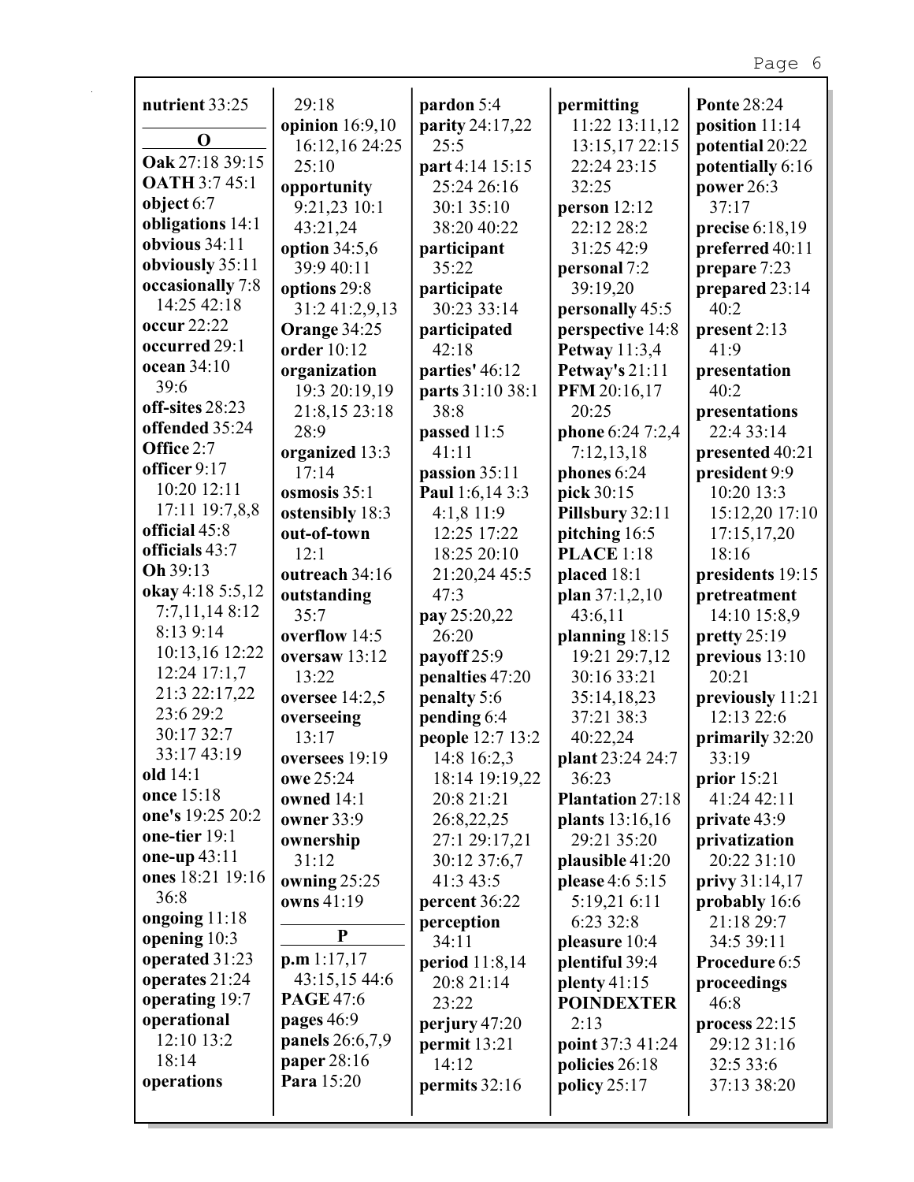**nutrient** 33:25

**O**

**Oak** 27:18 39:15
**OATH** 3:7 45:1
**object** 6:7
**obligations** 14:1
**obvious** 34:11
**obviously** 35:11
**occasionally** 7:8 14:25 42:18
**occur** 22:22
**occurred** 29:1
**ocean** 34:10 39:6
**off-sites** 28:23
**offended** 35:24
**Office** 2:7
**officer** 9:17 10:20 12:11 17:11 19:7,8,8
**official** 45:8
**officials** 43:7
**Oh** 39:13
**okay** 4:18 5:5,12 7:7,11,14 8:12 8:13 9:14 10:13,16 12:22 12:24 17:1,7 21:3 22:17,22 23:6 29:2 30:17 32:7 33:17 43:19
**old** 14:1
**once** 15:18
**one's** 19:25 20:2
**one-tier** 19:1
**one-up** 43:11
**ones** 18:21 19:16 36:8
**ongoing** 11:18
**opening** 10:3
**operated** 31:23
**operates** 21:24
**operating** 19:7
**operational** 12:10 13:2 18:14
**operations** 29:18
**opinion** 16:9,10 16:12,16 24:25 25:10
**opportunity** 9:21,23 10:1 43:21,24
**option** 34:5,6 39:9 40:11
**options** 29:8 31:2 41:2,9,13
**Orange** 34:25
**order** 10:12
**organization** 19:3 20:19,19 21:8,15 23:18 28:9
**organized** 13:3 17:14
**osmosis** 35:1
**ostensibly** 18:3
**out-of-town** 12:1
**outreach** 34:16
**outstanding** 35:7
**overflow** 14:5
**oversaw** 13:12 13:22
**oversee** 14:2,5
**overseeing** 13:17
**oversees** 19:19
**owe** 25:24
**owned** 14:1
**owner** 33:9
**ownership** 31:12
**owning** 25:25
**owns** 41:19

**P**

**p.m** 1:17,17 43:15,15 44:6
**PAGE** 47:6
**pages** 46:9
**panels** 26:6,7,9
**paper** 28:16
**Para** 15:20
**pardon** 5:4
**parity** 24:17,22 25:5
**part** 4:14 15:15 25:24 26:16 30:1 35:10 38:20 40:22
**participant** 35:22
**participate** 30:23 33:14
**participated** 42:18
**parties'** 46:12
**parts** 31:10 38:1 38:8
**passed** 11:5 41:11
**passion** 35:11
**Paul** 1:6,14 3:3 4:1,8 11:9 12:25 17:22 18:25 20:10 21:20,24 45:5 47:3
**pay** 25:20,22 26:20
**payoff** 25:9
**penalties** 47:20
**penalty** 5:6
**pending** 6:4
**people** 12:7 13:2 14:8 16:2,3 18:14 19:19,22 20:8 21:21 26:8,22,25 27:1 29:17,21 30:12 37:6,7 41:3 43:5
**percent** 36:22
**perception** 34:11
**period** 11:8,14 20:8 21:14 23:22
**perjury** 47:20
**permit** 13:21 14:12
**permits** 32:16
**permitting** 11:22 13:11,12 13:15,17 22:15 22:24 23:15 32:25
**person** 12:12 22:12 28:2 31:25 42:9
**personal** 7:2 39:19,20
**personally** 45:5
**perspective** 14:8
**Petway** 11:3,4
**Petway's** 21:11
**PFM** 20:16,17 20:25
**phone** 6:24 7:2,4 7:12,13,18
**phones** 6:24
**pick** 30:15
**Pillsbury** 32:11
**pitching** 16:5
**PLACE** 1:18
**placed** 18:1
**plan** 37:1,2,10 43:6,11
**planning** 18:15 19:21 29:7,12 30:16 33:21 35:14,18,23 37:21 38:3 40:22,24
**plant** 23:24 24:7 36:23
**Plantation** 27:18
**plants** 13:16,16 29:21 35:20
**plausible** 41:20
**please** 4:6 5:15 5:19,21 6:11 6:23 32:8
**pleasure** 10:4
**plentiful** 39:4
**plenty** 41:15
**POINDEXTER** 2:13
**point** 37:3 41:24
**policies** 26:18
**policy** 25:17
**Ponte** 28:24
**position** 11:14
**potential** 20:22
**potentially** 6:16
**power** 26:3 37:17
**precise** 6:18,19
**preferred** 40:11
**prepare** 7:23
**prepared** 23:14 40:2
**present** 2:13 41:9
**presentation** 40:2
**presentations** 22:4 33:14
**presented** 40:21
**president** 9:9 10:20 13:3 15:12,20 17:10 17:15,17,20 18:16
**presidents** 19:15
**pretreatment** 14:10 15:8,9
**pretty** 25:19
**previous** 13:10 20:21
**previously** 11:21 12:13 22:6
**primarily** 32:20 33:19
**prior** 15:21 41:24 42:11
**private** 43:9
**privatization** 20:22 31:10
**privy** 31:14,17
**probably** 16:6 21:18 29:7 34:5 39:11
**Procedure** 6:5
**proceedings** 46:8
**process** 22:15 29:12 31:16 32:5 33:6 37:13 38:20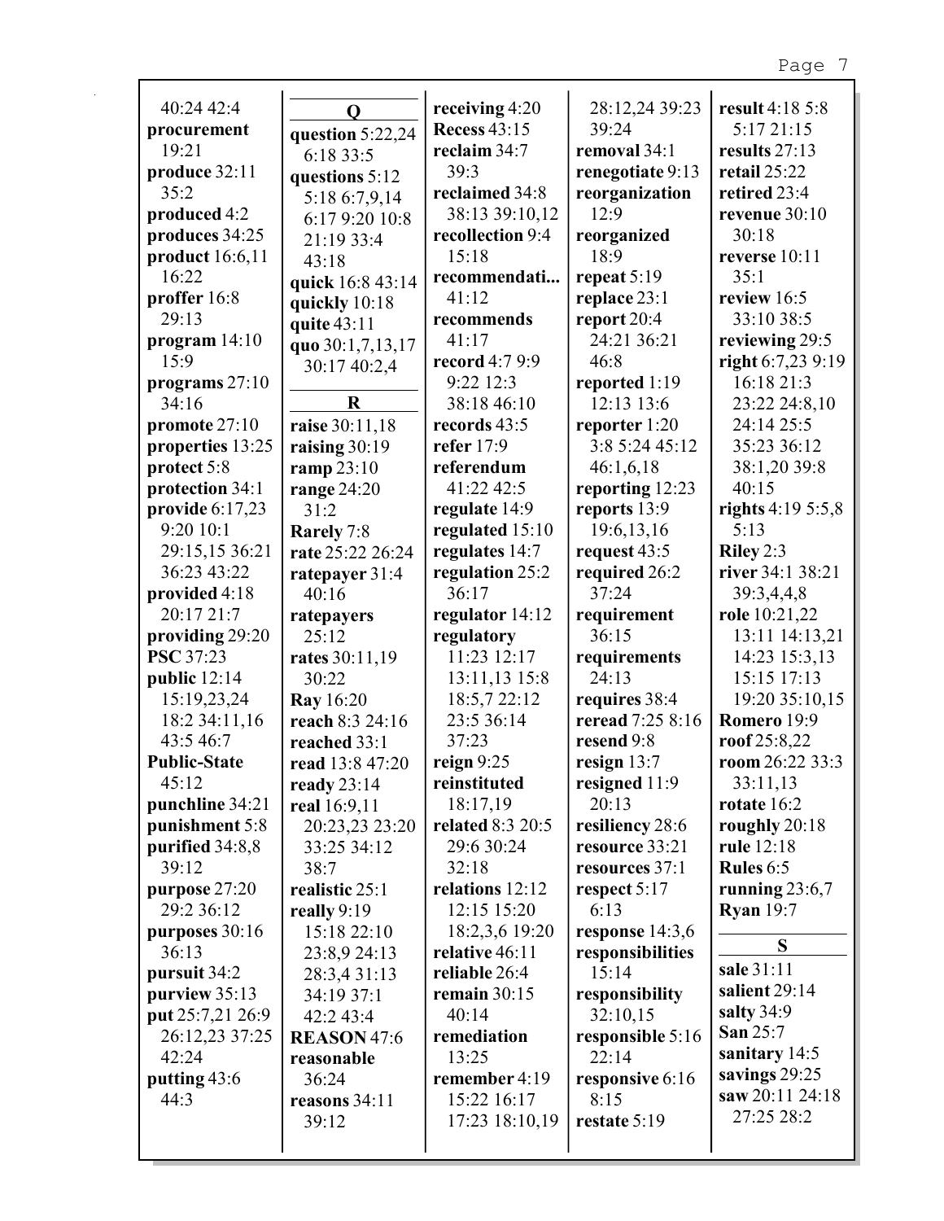40:24 42:4
**procurement** 19:21
**produce** 32:11 35:2
**produced** 4:2
**produces** 34:25
**product** 16:6,11 16:22
**proffer** 16:8 29:13
**program** 14:10 15:9
**programs** 27:10 34:16
**promote** 27:10
**properties** 13:25
**protect** 5:8
**protection** 34:1
**provide** 6:17,23 9:20 10:1 29:15,15 36:21 36:23 43:22
**provided** 4:18 20:17 21:7
**providing** 29:20
**PSC** 37:23
**public** 12:14 15:19,23,24 18:2 34:11,16 43:5 46:7
**Public-State** 45:12
**punchline** 34:21
**punishment** 5:8
**purified** 34:8,8 39:12
**purpose** 27:20 29:2 36:12
**purposes** 30:16 36:13
**pursuit** 34:2
**purview** 35:13
**put** 25:7,21 26:9 26:12,23 37:25 42:24
**putting** 43:6 44:3

## Q

**question** 5:22,24 6:18 33:5
**questions** 5:12 5:18 6:7,9,14 6:17 9:20 10:8 21:19 33:4 43:18
**quick** 16:8 43:14
**quickly** 10:18
**quite** 43:11
**quo** 30:1,7,13,17 30:17 40:2,4

## R

**raise** 30:11,18
**raising** 30:19
**ramp** 23:10
**range** 24:20 31:2
**Rarely** 7:8
**rate** 25:22 26:24
**ratepayer** 31:4 40:16
**ratepayers** 25:12
**rates** 30:11,19 30:22
**Ray** 16:20
**reach** 8:3 24:16
**reached** 33:1
**read** 13:8 47:20
**ready** 23:14
**real** 16:9,11 20:23,23 23:20 33:25 34:12 38:7
**realistic** 25:1
**really** 9:19 15:18 22:10 23:8,9 24:13 28:3,4 31:13 34:19 37:1 42:2 43:4
**REASON** 47:6
**reasonable** 36:24
**reasons** 34:11 39:12
**receiving** 4:20
**Recess** 43:15
**reclaim** 34:7 39:3
**reclaimed** 34:8 38:13 39:10,12
**recollection** 9:4 15:18
**recommendati...** 41:12
**recommends** 41:17
**record** 4:7 9:9 9:22 12:3 38:18 46:10
**records** 43:5
**refer** 17:9
**referendum** 41:22 42:5
**regulate** 14:9
**regulated** 15:10
**regulates** 14:7
**regulation** 25:2 36:17
**regulator** 14:12
**regulatory** 11:23 12:17 13:11,13 15:8 18:5,7 22:12 23:5 36:14 37:23
**reign** 9:25
**reinstituted** 18:17,19
**related** 8:3 20:5 29:6 30:24 32:18
**relations** 12:12 12:15 15:20 18:2,3,6 19:20
**relative** 46:11
**reliable** 26:4
**remain** 30:15 40:14
**remediation** 13:25
**remember** 4:19 15:22 16:17 17:23 18:10,19
28:12,24 39:23 39:24
**removal** 34:1
**renegotiate** 9:13
**reorganization** 12:9
**reorganized** 18:9
**repeat** 5:19
**replace** 23:1
**report** 20:4 24:21 36:21 46:8
**reported** 1:19 12:13 13:6
**reporter** 1:20 3:8 5:24 45:12 46:1,6,18
**reporting** 12:23
**reports** 13:9 19:6,13,16
**request** 43:5
**required** 26:2 37:24
**requirement** 36:15
**requirements** 24:13
**requires** 38:4
**reread** 7:25 8:16
**resend** 9:8
**resign** 13:7
**resigned** 11:9 20:13
**resiliency** 28:6
**resource** 33:21
**resources** 37:1
**respect** 5:17 6:13
**response** 14:3,6
**responsibilities** 15:14
**responsibility** 32:10,15
**responsible** 5:16 22:14
**responsive** 6:16 8:15
**restate** 5:19
**result** 4:18 5:8 5:17 21:15
**results** 27:13
**retail** 25:22
**retired** 23:4
**revenue** 30:10 30:18
**reverse** 10:11 35:1
**review** 16:5 33:10 38:5
**reviewing** 29:5
**right** 6:7,23 9:19 16:18 21:3 23:22 24:8,10 24:14 25:5 35:23 36:12 38:1,20 39:8 40:15
**rights** 4:19 5:5,8 5:13
**Riley** 2:3
**river** 34:1 38:21 39:3,4,4,8
**role** 10:21,22 13:11 14:13,21 14:23 15:3,13 15:15 17:13 19:20 35:10,15
**Romero** 19:9
**roof** 25:8,22
**room** 26:22 33:3 33:11,13
**rotate** 16:2
**roughly** 20:18
**rule** 12:18
**Rules** 6:5
**running** 23:6,7
**Ryan** 19:7

## S

**sale** 31:11
**salient** 29:14
**salty** 34:9
**San** 25:7
**sanitary** 14:5
**savings** 29:25
**saw** 20:11 24:18 27:25 28:2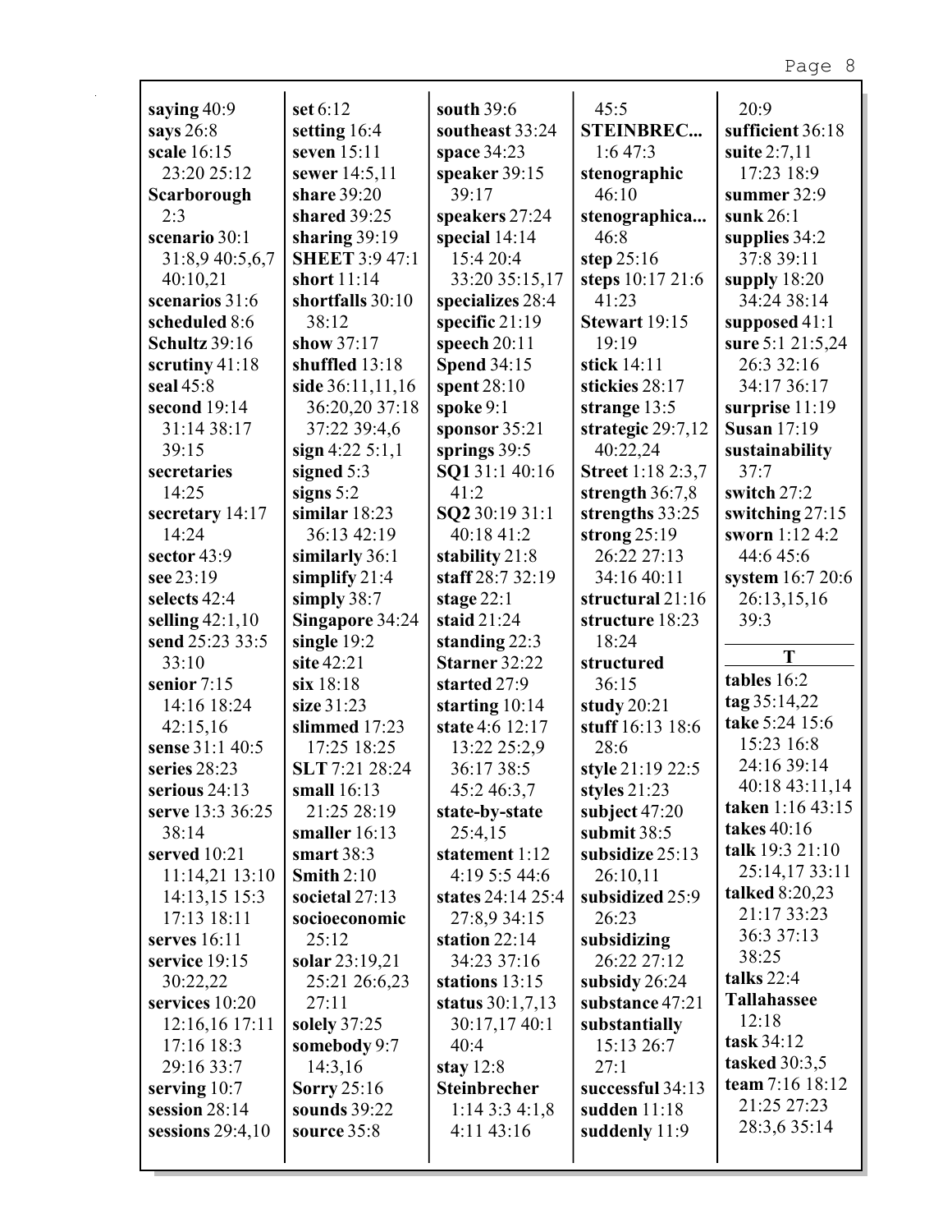**saying** 40:9
**says** 26:8
**scale** 16:15
23:20 25:12
**Scarborough**
2:3
**scenario** 30:1
31:8,9 40:5,6,7
40:10,21
**scenarios** 31:6
**scheduled** 8:6
**Schultz** 39:16
**scrutiny** 41:18
**seal** 45:8
**second** 19:14
31:14 38:17
39:15
**secretaries**
14:25
**secretary** 14:17
14:24
**sector** 43:9
**see** 23:19
**selects** 42:4
**selling** 42:1,10
**send** 25:23 33:5
33:10
**senior** 7:15
14:16 18:24
42:15,16
**sense** 31:1 40:5
**series** 28:23
**serious** 24:13
**serve** 13:3 36:25
38:14
**served** 10:21
11:14,21 13:10
14:13,15 15:3
17:13 18:11
**serves** 16:11
**service** 19:15
30:22,22
**services** 10:20
12:16,16 17:11
17:16 18:3
29:16 33:7
**serving** 10:7
**session** 28:14
**sessions** 29:4,10
**set** 6:12
**setting** 16:4
**seven** 15:11
**sewer** 14:5,11
**share** 39:20
**shared** 39:25
**sharing** 39:19
**SHEET** 3:9 47:1
**short** 11:14
**shortfalls** 30:10
38:12
**show** 37:17
**shuffled** 13:18
**side** 36:11,11,16
36:20,20 37:18
37:22 39:4,6
**sign** 4:22 5:1,1
**signed** 5:3
**signs** 5:2
**similar** 18:23
36:13 42:19
**similarly** 36:1
**simplify** 21:4
**simply** 38:7
**Singapore** 34:24
**single** 19:2
**site** 42:21
**six** 18:18
**size** 31:23
**slimmed** 17:23
17:25 18:25
**SLT** 7:21 28:24
**small** 16:13
21:25 28:19
**smaller** 16:13
**smart** 38:3
**Smith** 2:10
**societal** 27:13
**socioeconomic**
25:12
**solar** 23:19,21
25:21 26:6,23
27:11
**solely** 37:25
**somebody** 9:7
14:3,16
**Sorry** 25:16
**sounds** 39:22
**source** 35:8
**south** 39:6
**southeast** 33:24
**space** 34:23
**speaker** 39:15
39:17
**speakers** 27:24
**special** 14:14
15:4 20:4
33:20 35:15,17
**specializes** 28:4
**specific** 21:19
**speech** 20:11
**Spend** 34:15
**spent** 28:10
**spoke** 9:1
**sponsor** 35:21
**springs** 39:5
**SQ1** 31:1 40:16
41:2
**SQ2** 30:19 31:1
40:18 41:2
**stability** 21:8
**staff** 28:7 32:19
**stage** 22:1
**staid** 21:24
**standing** 22:3
**Starner** 32:22
**started** 27:9
**starting** 10:14
**state** 4:6 12:17
13:22 25:2,9
36:17 38:5
45:2 46:3,7
**state-by-state**
25:4,15
**statement** 1:12
4:19 5:5 44:6
**states** 24:14 25:4
27:8,9 34:15
**station** 22:14
34:23 37:16
**stations** 13:15
**status** 30:1,7,13
30:17,17 40:1
40:4
**stay** 12:8
**Steinbrecher**
1:14 3:3 4:1,8
4:11 43:16
45:5
**STEINBREC...**
1:6 47:3
**stenographic**
46:10
**stenographica...**
46:8
**step** 25:16
**steps** 10:17 21:6
41:23
**Stewart** 19:15
19:19
**stick** 14:11
**stickies** 28:17
**strange** 13:5
**strategic** 29:7,12
40:22,24
**Street** 1:18 2:3,7
**strength** 36:7,8
**strengths** 33:25
**strong** 25:19
26:22 27:13
34:16 40:11
**structural** 21:16
**structure** 18:23
18:24
**structured**
36:15
**study** 20:21
**stuff** 16:13 18:6
28:6
**style** 21:19 22:5
**styles** 21:23
**subject** 47:20
**submit** 38:5
**subsidize** 25:13
26:10,11
**subsidized** 25:9
26:23
**subsidizing**
26:22 27:12
**subsidy** 26:24
**substance** 47:21
**substantially**
15:13 26:7
27:1
**successful** 34:13
**sudden** 11:18
**suddenly** 11:9
20:9
**sufficient** 36:18
**suite** 2:7,11
17:23 18:9
**summer** 32:9
**sunk** 26:1
**supplies** 34:2
37:8 39:11
**supply** 18:20
34:24 38:14
**supposed** 41:1
**sure** 5:1 21:5,24
26:3 32:16
34:17 36:17
**surprise** 11:19
**Susan** 17:19
**sustainability**
37:7
**switch** 27:2
**switching** 27:15
**sworn** 1:12 4:2
44:6 45:6
**system** 16:7 20:6
26:13,15,16
39:3

**T**

**tables** 16:2
**tag** 35:14,22
**take** 5:24 15:6
15:23 16:8
24:16 39:14
40:18 43:11,14
**taken** 1:16 43:15
**takes** 40:16
**talk** 19:3 21:10
25:14,17 33:11
**talked** 8:20,23
21:17 33:23
36:3 37:13
38:25
**talks** 22:4
**Tallahassee**
12:18
**task** 34:12
**tasked** 30:3,5
**team** 7:16 18:12
21:25 27:23
28:3,6 35:14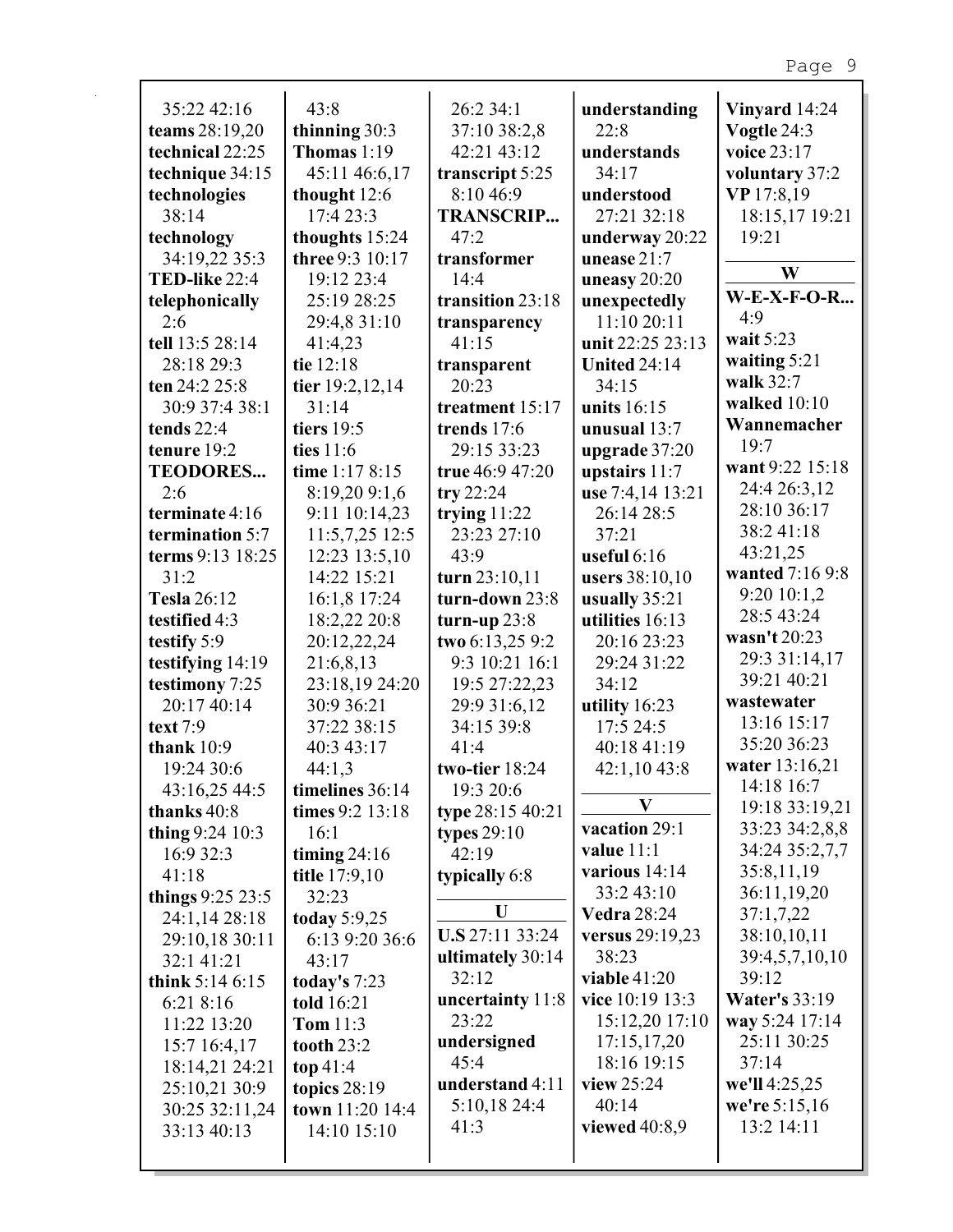35:22 42:16
**teams** 28:19,20
**technical** 22:25
**technique** 34:15
**technologies** 38:14
**technology** 34:19,22 35:3
**TED-like** 22:4
**telephonically** 2:6
**tell** 13:5 28:14 28:18 29:3
**ten** 24:2 25:8 30:9 37:4 38:1
**tends** 22:4
**tenure** 19:2
**TEODORES...** 2:6
**terminate** 4:16
**termination** 5:7
**terms** 9:13 18:25 31:2
**Tesla** 26:12
**testified** 4:3
**testify** 5:9
**testifying** 14:19
**testimony** 7:25 20:17 40:14
**text** 7:9
**thank** 10:9 19:24 30:6 43:16,25 44:5
**thanks** 40:8
**thing** 9:24 10:3 16:9 32:3 41:18
**things** 9:25 23:5 24:1,14 28:18 29:10,18 30:11 32:1 41:21
**think** 5:14 6:15 6:21 8:16 11:22 13:20 15:7 16:4,17 18:14,21 24:21 25:10,21 30:9 30:25 32:11,24 33:13 40:13

43:8
**thinning** 30:3
**Thomas** 1:19 45:11 46:6,17
**thought** 12:6 17:4 23:3
**thoughts** 15:24
**three** 9:3 10:17 19:12 23:4 25:19 28:25 29:4,8 31:10 41:4,23
**tie** 12:18
**tier** 19:2,12,14 31:14
**tiers** 19:5
**ties** 11:6
**time** 1:17 8:15 8:19,20 9:1,6 9:11 10:14,23 11:5,7,25 12:5 12:23 13:5,10 14:22 15:21 16:1,8 17:24 18:2,22 20:8 20:12,22,24 21:6,8,13 23:18,19 24:20 30:9 36:21 37:22 38:15 40:3 43:17 44:1,3
**timelines** 36:14
**times** 9:2 13:18 16:1
**timing** 24:16
**title** 17:9,10 32:23
**today** 5:9,25 6:13 9:20 36:6 43:17
**today's** 7:23
**told** 16:21
**Tom** 11:3
**tooth** 23:2
**top** 41:4
**topics** 28:19
**town** 11:20 14:4 14:10 15:10

26:2 34:1 37:10 38:2,8 42:21 43:12
**transcript** 5:25 8:10 46:9
**TRANSCRIP...** 47:2
**transformer** 14:4
**transition** 23:18
**transparency** 41:15
**transparent** 20:23
**treatment** 15:17
**trends** 17:6 29:15 33:23
**true** 46:9 47:20
**try** 22:24
**trying** 11:22 23:23 27:10 43:9
**turn** 23:10,11
**turn-down** 23:8
**turn-up** 23:8
**two** 6:13,25 9:2 9:3 10:21 16:1 19:5 27:22,23 29:9 31:6,12 34:15 39:8 41:4
**two-tier** 18:24 19:3 20:6
**type** 28:15 40:21
**types** 29:10 42:19
**typically** 6:8

**U**

**U.S** 27:11 33:24
**ultimately** 30:14 32:12
**uncertainty** 11:8 23:22
**undersigned** 45:4
**understand** 4:11 5:10,18 24:4 41:3

**understanding** 22:8
**understands** 34:17
**understood** 27:21 32:18
**underway** 20:22
**unease** 21:7
**uneasy** 20:20
**unexpectedly** 11:10 20:11
**unit** 22:25 23:13
**United** 24:14 34:15
**units** 16:15
**unusual** 13:7
**upgrade** 37:20
**upstairs** 11:7
**use** 7:4,14 13:21 26:14 28:5 37:21
**useful** 6:16
**users** 38:10,10
**usually** 35:21
**utilities** 16:13 20:16 23:23 29:24 31:22 34:12
**utility** 16:23 17:5 24:5 40:18 41:19 42:1,10 43:8

**V**

**vacation** 29:1
**value** 11:1
**various** 14:14 33:2 43:10
**Vedra** 28:24
**versus** 29:19,23 38:23
**viable** 41:20
**vice** 10:19 13:3 15:12,20 17:10 17:15,17,20 18:16 19:15
**view** 25:24 40:14
**viewed** 40:8,9

**Vinyard** 14:24
**Vogtle** 24:3
**voice** 23:17
**voluntary** 37:2
**VP** 17:8,19 18:15,17 19:21 19:21

**W**

**W-E-X-F-O-R...** 4:9
**wait** 5:23
**waiting** 5:21
**walk** 32:7
**walked** 10:10
**Wannemacher** 19:7
**want** 9:22 15:18 24:4 26:3,12 28:10 36:17 38:2 41:18 43:21,25
**wanted** 7:16 9:8 9:20 10:1,2 28:5 43:24
**wasn't** 20:23 29:3 31:14,17 39:21 40:21
**wastewater** 13:16 15:17 35:20 36:23
**water** 13:16,21 14:18 16:7 19:18 33:19,21 33:23 34:2,8,8 34:24 35:2,7,7 35:8,11,19 36:11,19,20 37:1,7,22 38:10,10,11 39:4,5,7,10,10 39:12
**Water's** 33:19
**way** 5:24 17:14 25:11 30:25 37:14
**we'll** 4:25,25
**we're** 5:15,16 13:2 14:11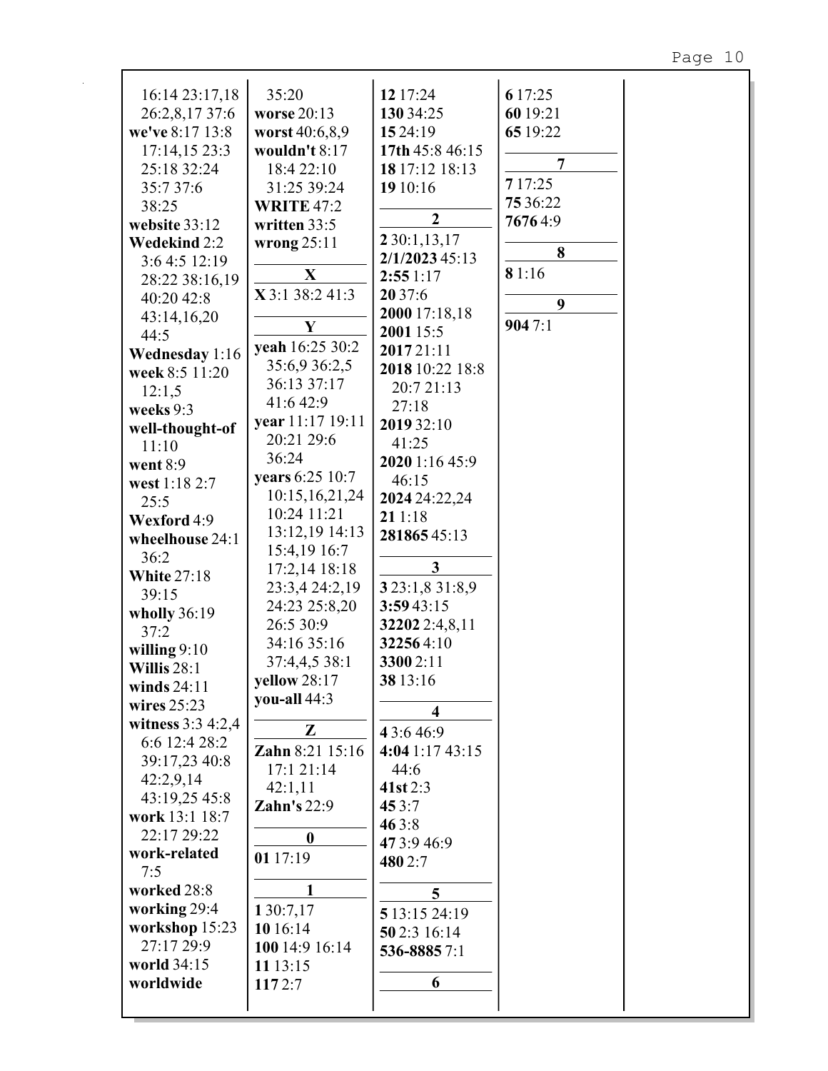16:14 23:17,18 26:2,8,17 37:6
**we've** 8:17 13:8 17:14,15 23:3 25:18 32:24 35:7 37:6 38:25
**website** 33:12
**Wedekind** 2:2 3:6 4:5 12:19 28:22 38:16,19 40:20 42:8 43:14,16,20 44:5
**Wednesday** 1:16
**week** 8:5 11:20 12:1,5
**weeks** 9:3
**well-thought-of** 11:10
**went** 8:9
**west** 1:18 2:7 25:5
**Wexford** 4:9
**wheelhouse** 24:1 36:2
**White** 27:18 39:15
**wholly** 36:19 37:2
**willing** 9:10
**Willis** 28:1
**winds** 24:11
**wires** 25:23
**witness** 3:3 4:2,4 6:6 12:4 28:2 39:17,23 40:8 42:2,9,14 43:19,25 45:8
**work** 13:1 18:7 22:17 29:22
**work-related** 7:5
**worked** 28:8
**working** 29:4
**workshop** 15:23 27:17 29:9
**world** 34:15
**worldwide** 35:20
**worse** 20:13
**worst** 40:6,8,9
**wouldn't** 8:17 18:4 22:10 31:25 39:24
**WRITE** 47:2
**written** 33:5
**wrong** 25:11

**X**

**X** 3:1 38:2 41:3

**Y**

**yeah** 16:25 30:2 35:6,9 36:2,5 36:13 37:17 41:6 42:9
**year** 11:17 19:11 20:21 29:6 36:24
**years** 6:25 10:7 10:15,16,21,24 10:24 11:21 13:12,19 14:13 15:4,19 16:7 17:2,14 18:18 23:3,4 24:2,19 24:23 25:8,20 26:5 30:9 34:16 35:16 37:4,4,5 38:1
**yellow** 28:17
**you-all** 44:3

**Z**

**Zahn** 8:21 15:16 17:1 21:14 42:1,11
**Zahn's** 22:9

**0**

**01** 17:19

**1**

**1** 30:7,17
**10** 16:14
**100** 14:9 16:14
**11** 13:15
**117** 2:7
**12** 17:24
**130** 34:25
**15** 24:19
**17th** 45:8 46:15
**18** 17:12 18:13
**19** 10:16

**2**

**2** 30:1,13,17
**2/1/2023** 45:13
**2:55** 1:17
**20** 37:6
**2000** 17:18,18
**2001** 15:5
**2017** 21:11
**2018** 10:22 18:8 20:7 21:13 27:18
**2019** 32:10 41:25
**2020** 1:16 45:9 46:15
**2024** 24:22,24
**21** 1:18
**281865** 45:13

**3**

**3** 23:1,8 31:8,9
**3:59** 43:15
**32202** 2:4,8,11
**32256** 4:10
**3300** 2:11
**38** 13:16

**4**

**4** 3:6 46:9
**4:04** 1:17 43:15 44:6
**41st** 2:3
**45** 3:7
**46** 3:8
**47** 3:9 46:9
**480** 2:7

**5**

**5** 13:15 24:19
**50** 2:3 16:14
**536-8885** 7:1

**6**

**6** 17:25
**60** 19:21
**65** 19:22

**7**

**7** 17:25
**75** 36:22
**7676** 4:9

**8**

**8** 1:16

**9**

**904** 7:1